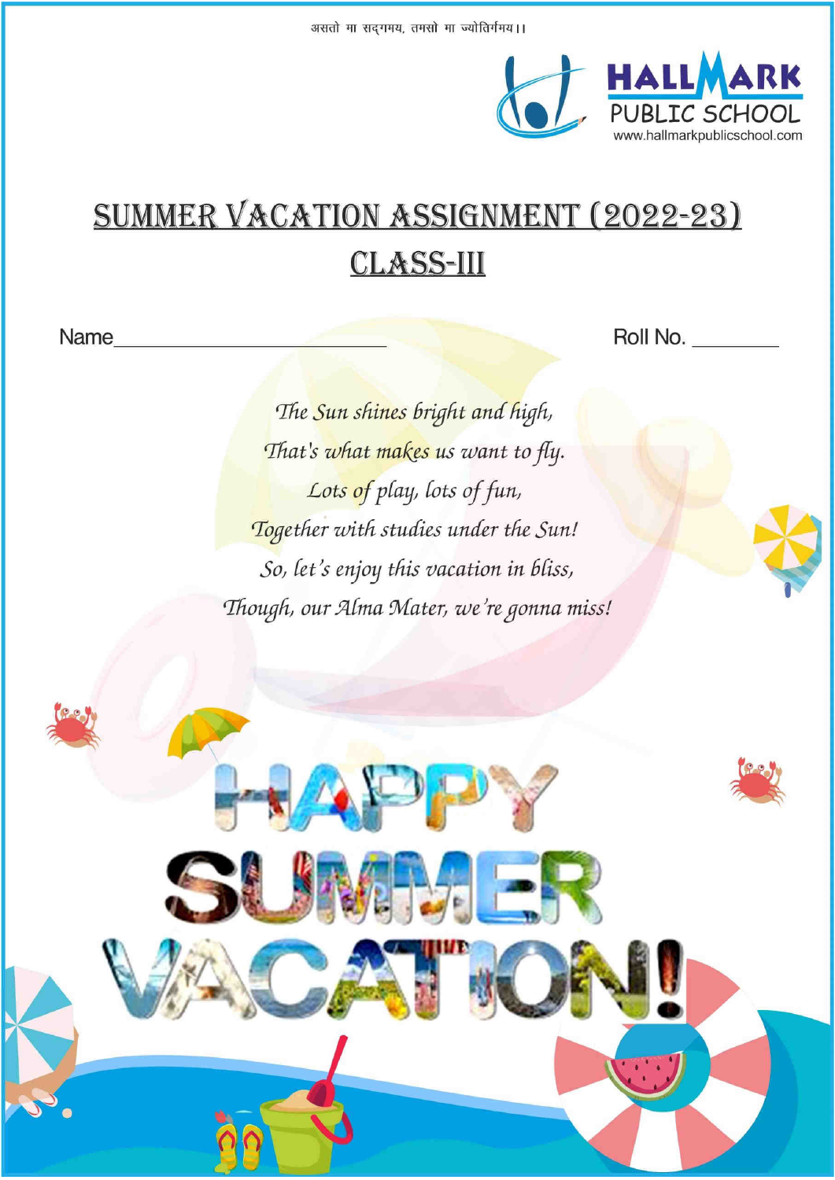असतो मा सद्गमय, तमसो मा ज्योतिर्गमय।।

HALLMARK PUBLIC SCHOOL
www.hallmarkpublicschool.com

# SUMMER VACATION ASSIGNMENT (2022-23)

## CLASS-III

Name\_\_\_\_\_\_\_\_\_\_\_\_\_\_\_\_\_\_\_\_\_\_\_\_ Roll No. \_\_\_\_\_\_\_\_

*The Sun shines bright and high,*
*That's what makes us want to fly.*
*Lots of play, lots of fun,*
*Together with studies under the Sun!*
*So, let's enjoy this vacation in bliss,*
*Though, our Alma Mater, we're gonna miss!*

HAPPY SUMMER VACATION!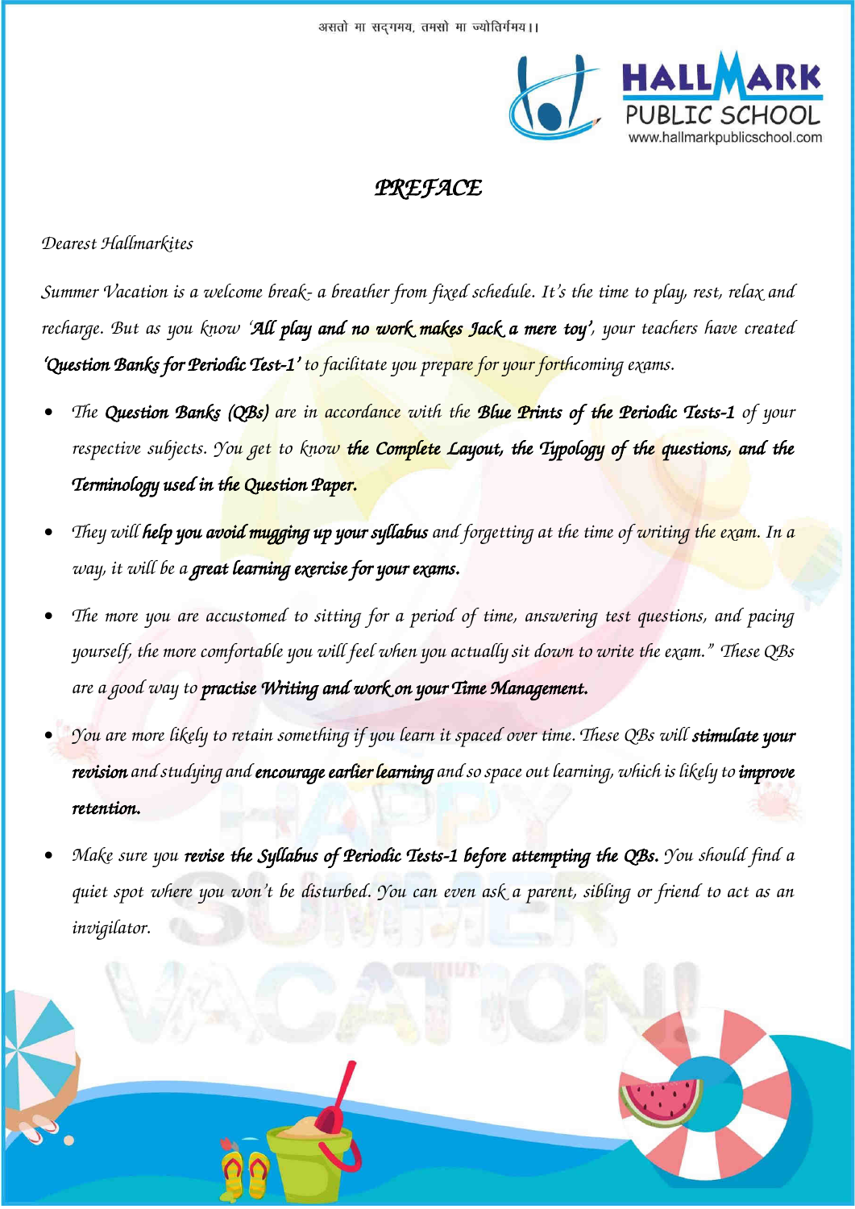असतो मा सद्गमय, तमसो मा ज्योतिर्गमय।।

# *PREFACE*

*Dearest Hallmarkites*

*Summer Vacation is a welcome break- a breather from fixed schedule. It's the time to play, rest, relax and recharge. But as you know '**All play and no work makes Jack a mere toy'**, your teachers have created **'Question Banks for Periodic Test-1'** to facilitate you prepare for your forthcoming exams.*

- *The **Question Banks (QBs)** are in accordance with the **Blue Prints of the Periodic Tests-1** of your respective subjects. You get to know **the Complete Layout, the Typology of the questions, and the Terminology used in the Question Paper.***
- *They will **help you avoid mugging up your syllabus** and forgetting at the time of writing the exam. In a way, it will be a **great learning exercise for your exams.***
- *The more you are accustomed to sitting for a period of time, answering test questions, and pacing yourself, the more comfortable you will feel when you actually sit down to write the exam." These QBs are a good way to **practise Writing and work on your Time Management.***
- *You are more likely to retain something if you learn it spaced over time. These QBs will **stimulate your revision** and studying and **encourage earlier learning** and so space out learning, which is likely to **improve retention.***
- *Make sure you **revise the Syllabus of Periodic Tests-1 before attempting the QBs.** You should find a quiet spot where you won't be disturbed. You can even ask a parent, sibling or friend to act as an invigilator.*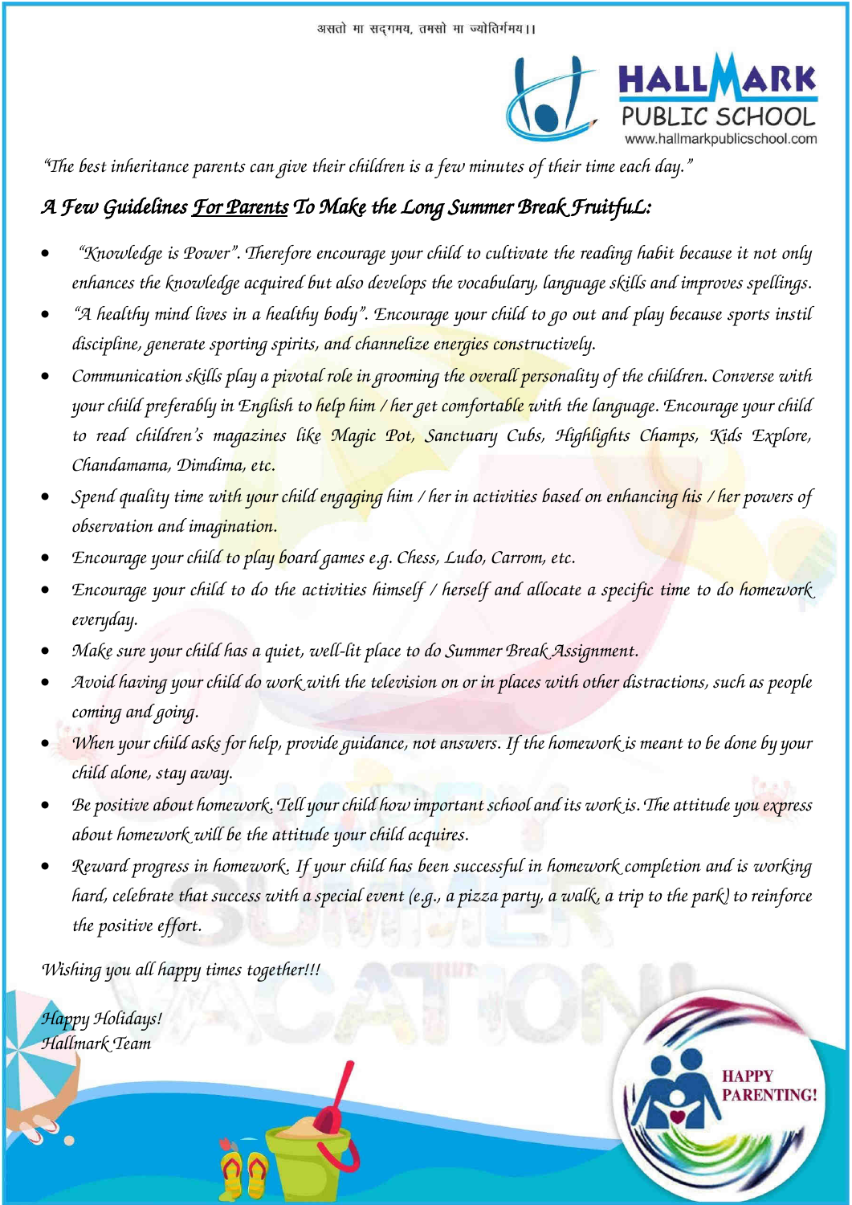असतो मा सद्गमय, तमसो मा ज्योतिर्गमय।।

HALLMARK PUBLIC SCHOOL
www.hallmarkpublicschool.com

*"The best inheritance parents can give their children is a few minutes of their time each day."*

## *A Few Guidelines For Parents To Make the Long Summer Break FruitfuL:*

- *"Knowledge is Power". Therefore encourage your child to cultivate the reading habit because it not only enhances the knowledge acquired but also develops the vocabulary, language skills and improves spellings.*
- *"A healthy mind lives in a healthy body". Encourage your child to go out and play because sports instil discipline, generate sporting spirits, and channelize energies constructively.*
- *Communication skills play a pivotal role in grooming the overall personality of the children. Converse with your child preferably in English to help him / her get comfortable with the language. Encourage your child to read children's magazines like Magic Pot, Sanctuary Cubs, Highlights Champs, Kids Explore, Chandamama, Dimdima, etc.*
- *Spend quality time with your child engaging him / her in activities based on enhancing his / her powers of observation and imagination.*
- *Encourage your child to play board games e.g. Chess, Ludo, Carrom, etc.*
- *Encourage your child to do the activities himself / herself and allocate a specific time to do homework everyday.*
- *Make sure your child has a quiet, well-lit place to do Summer Break Assignment.*
- *Avoid having your child do work with the television on or in places with other distractions, such as people coming and going.*
- *When your child asks for help, provide guidance, not answers. If the homework is meant to be done by your child alone, stay away.*
- *Be positive about homework. Tell your child how important school and its work is. The attitude you express about homework will be the attitude your child acquires.*
- *Reward progress in homework. If your child has been successful in homework completion and is working hard, celebrate that success with a special event (e.g., a pizza party, a walk, a trip to the park) to reinforce the positive effort.*

*Wishing you all happy times together!!!*

*Happy Holidays!*
*Hallmark Team*

HAPPY PARENTING!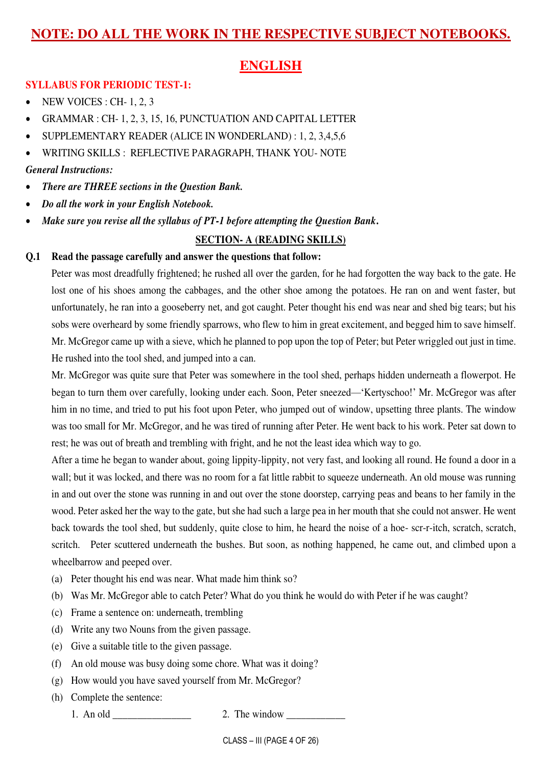## NOTE: DO ALL THE WORK IN THE RESPECTIVE SUBJECT NOTEBOOKS.

# ENGLISH

**SYLLABUS FOR PERIODIC TEST-1:**

- NEW VOICES : CH- 1, 2, 3
- GRAMMAR : CH- 1, 2, 3, 15, 16, PUNCTUATION AND CAPITAL LETTER
- SUPPLEMENTARY READER (ALICE IN WONDERLAND) : 1, 2, 3,4,5,6
- WRITING SKILLS : REFLECTIVE PARAGRAPH, THANK YOU- NOTE

*General Instructions:*

- ***There are THREE sections in the Question Bank.***
- ***Do all the work in your English Notebook.***
- ***Make sure you revise all the syllabus of PT-1 before attempting the Question Bank.***

## SECTION- A (READING SKILLS)

**Q.1 Read the passage carefully and answer the questions that follow:**

Peter was most dreadfully frightened; he rushed all over the garden, for he had forgotten the way back to the gate. He lost one of his shoes among the cabbages, and the other shoe among the potatoes. He ran on and went faster, but unfortunately, he ran into a gooseberry net, and got caught. Peter thought his end was near and shed big tears; but his sobs were overheard by some friendly sparrows, who flew to him in great excitement, and begged him to save himself. Mr. McGregor came up with a sieve, which he planned to pop upon the top of Peter; but Peter wriggled out just in time. He rushed into the tool shed, and jumped into a can.

Mr. McGregor was quite sure that Peter was somewhere in the tool shed, perhaps hidden underneath a flowerpot. He began to turn them over carefully, looking under each. Soon, Peter sneezed—'Kertyschoo!' Mr. McGregor was after him in no time, and tried to put his foot upon Peter, who jumped out of window, upsetting three plants. The window was too small for Mr. McGregor, and he was tired of running after Peter. He went back to his work. Peter sat down to rest; he was out of breath and trembling with fright, and he not the least idea which way to go.

After a time he began to wander about, going lippity-lippity, not very fast, and looking all round. He found a door in a wall; but it was locked, and there was no room for a fat little rabbit to squeeze underneath. An old mouse was running in and out over the stone was running in and out over the stone doorstep, carrying peas and beans to her family in the wood. Peter asked her the way to the gate, but she had such a large pea in her mouth that she could not answer. He went back towards the tool shed, but suddenly, quite close to him, he heard the noise of a hoe- scr-r-itch, scratch, scratch, scritch. Peter scuttered underneath the bushes. But soon, as nothing happened, he came out, and climbed upon a wheelbarrow and peeped over.

(a) Peter thought his end was near. What made him think so?

(b) Was Mr. McGregor able to catch Peter? What do you think he would do with Peter if he was caught?

(c) Frame a sentence on: underneath, trembling

(d) Write any two Nouns from the given passage.

(e) Give a suitable title to the given passage.

(f) An old mouse was busy doing some chore. What was it doing?

(g) How would you have saved yourself from Mr. McGregor?

(h) Complete the sentence:

1. An old _______________ 2. The window ___________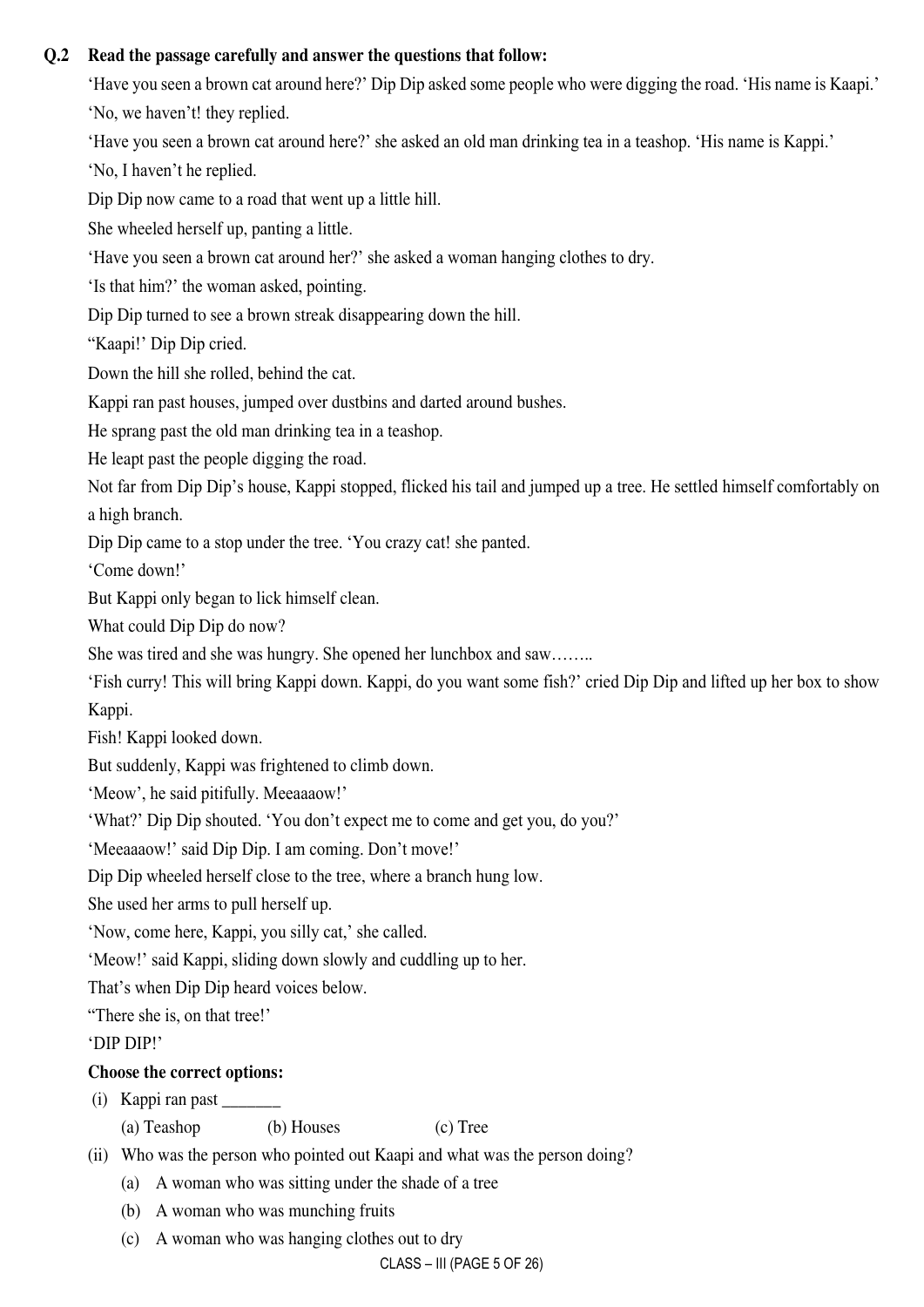**Q.2 Read the passage carefully and answer the questions that follow:**

'Have you seen a brown cat around here?' Dip Dip asked some people who were digging the road. 'His name is Kaapi.'

'No, we haven't! they replied.

'Have you seen a brown cat around here?' she asked an old man drinking tea in a teashop. 'His name is Kappi.'

'No, I haven't he replied.

Dip Dip now came to a road that went up a little hill.

She wheeled herself up, panting a little.

'Have you seen a brown cat around her?' she asked a woman hanging clothes to dry.

'Is that him?' the woman asked, pointing.

Dip Dip turned to see a brown streak disappearing down the hill.

"Kaapi!' Dip Dip cried.

Down the hill she rolled, behind the cat.

Kappi ran past houses, jumped over dustbins and darted around bushes.

He sprang past the old man drinking tea in a teashop.

He leapt past the people digging the road.

Not far from Dip Dip's house, Kappi stopped, flicked his tail and jumped up a tree. He settled himself comfortably on a high branch.

Dip Dip came to a stop under the tree. 'You crazy cat! she panted.

'Come down!'

But Kappi only began to lick himself clean.

What could Dip Dip do now?

She was tired and she was hungry. She opened her lunchbox and saw……..

'Fish curry! This will bring Kappi down. Kappi, do you want some fish?' cried Dip Dip and lifted up her box to show Kappi.

Fish! Kappi looked down.

But suddenly, Kappi was frightened to climb down.

'Meow', he said pitifully. Meeaaaow!'

'What?' Dip Dip shouted. 'You don't expect me to come and get you, do you?'

'Meeaaaow!' said Dip Dip. I am coming. Don't move!'

Dip Dip wheeled herself close to the tree, where a branch hung low.

She used her arms to pull herself up.

'Now, come here, Kappi, you silly cat,' she called.

'Meow!' said Kappi, sliding down slowly and cuddling up to her.

That's when Dip Dip heard voices below.

"There she is, on that tree!'

'DIP DIP!'

**Choose the correct options:**

(i) Kappi ran past _______

(a) Teashop (b) Houses (c) Tree

(ii) Who was the person who pointed out Kaapi and what was the person doing?

(a) A woman who was sitting under the shade of a tree

(b) A woman who was munching fruits

(c) A woman who was hanging clothes out to dry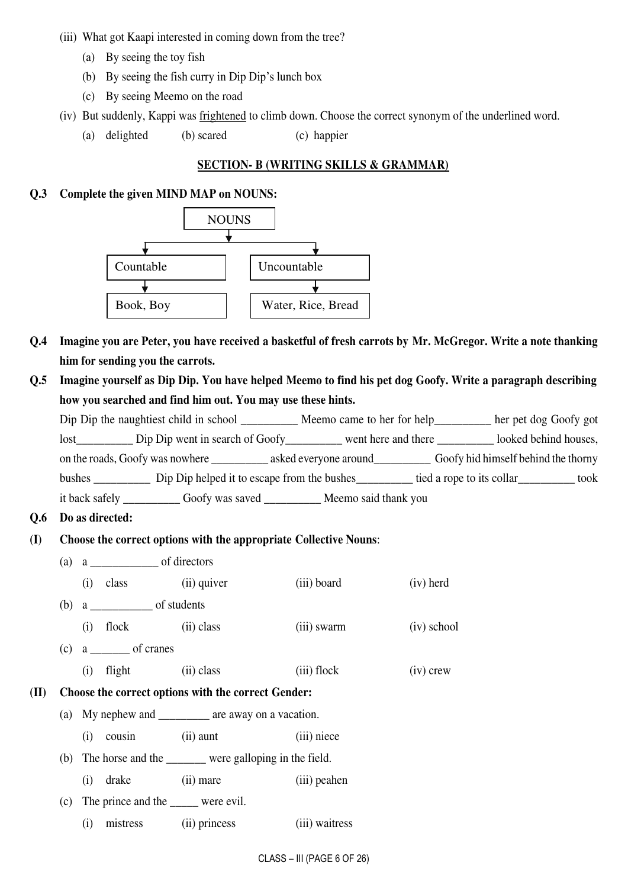(iii) What got Kaapi interested in coming down from the tree?

(a) By seeing the toy fish

(b) By seeing the fish curry in Dip Dip's lunch box

(c) By seeing Meemo on the road

(iv) But suddenly, Kappi was <u>frightened</u> to climb down. Choose the correct synonym of the underlined word.

(a) delighted (b) scared (c) happier

## SECTION- B (WRITING SKILLS & GRAMMAR)

**Q.3 Complete the given MIND MAP on NOUNS:**

NOUNS

- Countable → Book, Boy
- Uncountable → Water, Rice, Bread

**Q.4 Imagine you are Peter, you have received a basketful of fresh carrots by Mr. McGregor. Write a note thanking him for sending you the carrots.**

**Q.5 Imagine yourself as Dip Dip. You have helped Meemo to find his pet dog Goofy. Write a paragraph describing how you searched and find him out. You may use these hints.**

Dip Dip the naughtiest child in school __________ Meemo came to her for help__________ her pet dog Goofy got lost__________ Dip Dip went in search of Goofy__________ went here and there __________ looked behind houses, on the roads, Goofy was nowhere __________ asked everyone around__________ Goofy hid himself behind the thorny bushes __________ Dip Dip helped it to escape from the bushes__________ tied a rope to its collar__________ took it back safely __________ Goofy was saved __________ Meemo said thank you

**Q.6 Do as directed:**

**(I) Choose the correct options with the appropriate Collective Nouns:**

(a) a ____________ of directors

(i) class (ii) quiver (iii) board (iv) herd

(b) a ___________ of students

(i) flock (ii) class (iii) swarm (iv) school

(c) a _______ of cranes

(i) flight (ii) class (iii) flock (iv) crew

**(II) Choose the correct options with the correct Gender:**

(a) My nephew and _________ are away on a vacation.

(i) cousin (ii) aunt (iii) niece

(b) The horse and the _______ were galloping in the field.

(i) drake (ii) mare (iii) peahen

(c) The prince and the _____ were evil.

(i) mistress (ii) princess (iii) waitress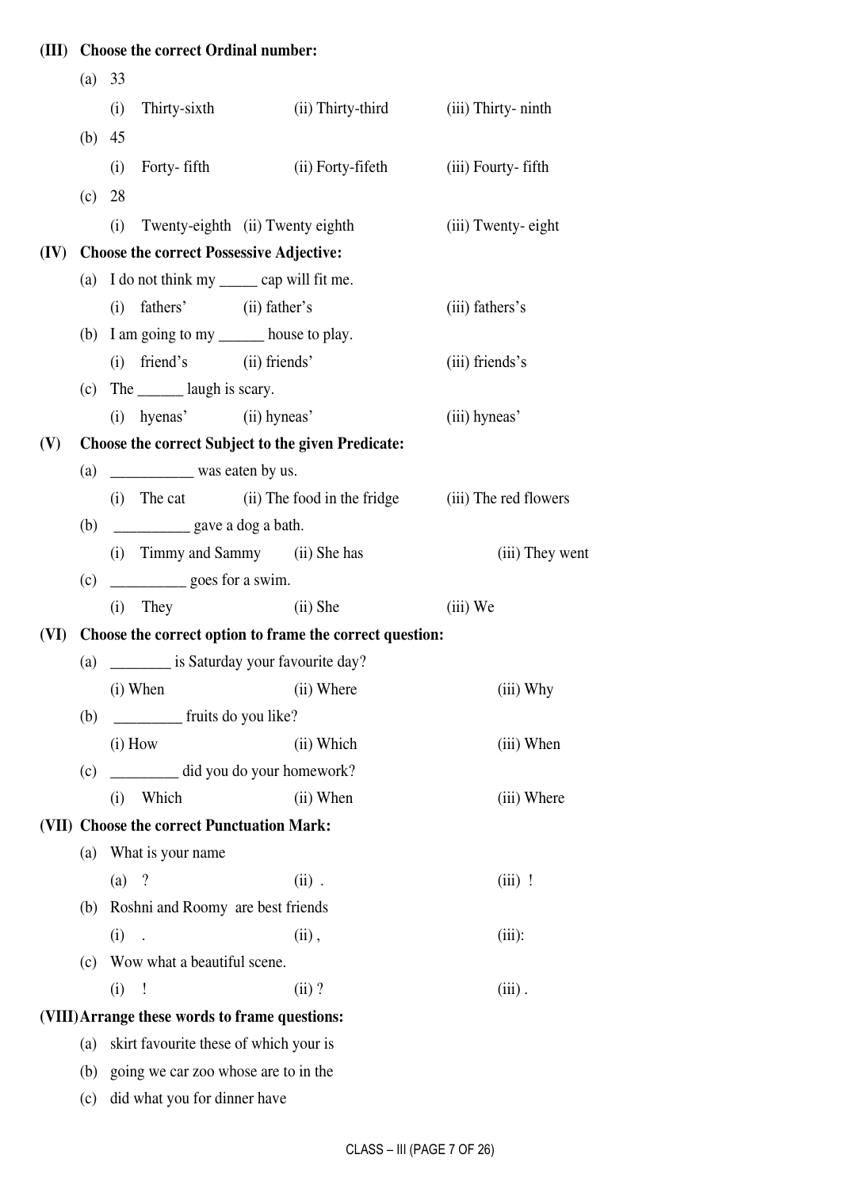**(III) Choose the correct Ordinal number:**

(a) 33

(i) Thirty-sixth (ii) Thirty-third (iii) Thirty- ninth

(b) 45

(i) Forty- fifth (ii) Forty-fifeth (iii) Fourty- fifth

(c) 28

(i) Twenty-eighth (ii) Twenty eighth (iii) Twenty- eight

**(IV) Choose the correct Possessive Adjective:**

(a) I do not think my _____ cap will fit me.

(i) fathers' (ii) father's (iii) fathers's

(b) I am going to my ______ house to play.

(i) friend's (ii) friends' (iii) friends's

(c) The ______ laugh is scary.

(i) hyenas' (ii) hyneas' (iii) hyneas'

**(V) Choose the correct Subject to the given Predicate:**

(a) ___________ was eaten by us.

(i) The cat (ii) The food in the fridge (iii) The red flowers

(b) __________ gave a dog a bath.

(i) Timmy and Sammy (ii) She has (iii) They went

(c) __________ goes for a swim.

(i) They (ii) She (iii) We

**(VI) Choose the correct option to frame the correct question:**

(a) ________ is Saturday your favourite day?

(i) When (ii) Where (iii) Why

(b) _________ fruits do you like?

(i) How (ii) Which (iii) When

(c) _________ did you do your homework?

(i) Which (ii) When (iii) Where

**(VII) Choose the correct Punctuation Mark:**

(a) What is your name

(a) ? (ii) . (iii) !

(b) Roshni and Roomy are best friends

(i) . (ii) , (iii):

(c) Wow what a beautiful scene.

(i) ! (ii) ? (iii) .

**(VIII) Arrange these words to frame questions:**

(a) skirt favourite these of which your is

(b) going we car zoo whose are to in the

(c) did what you for dinner have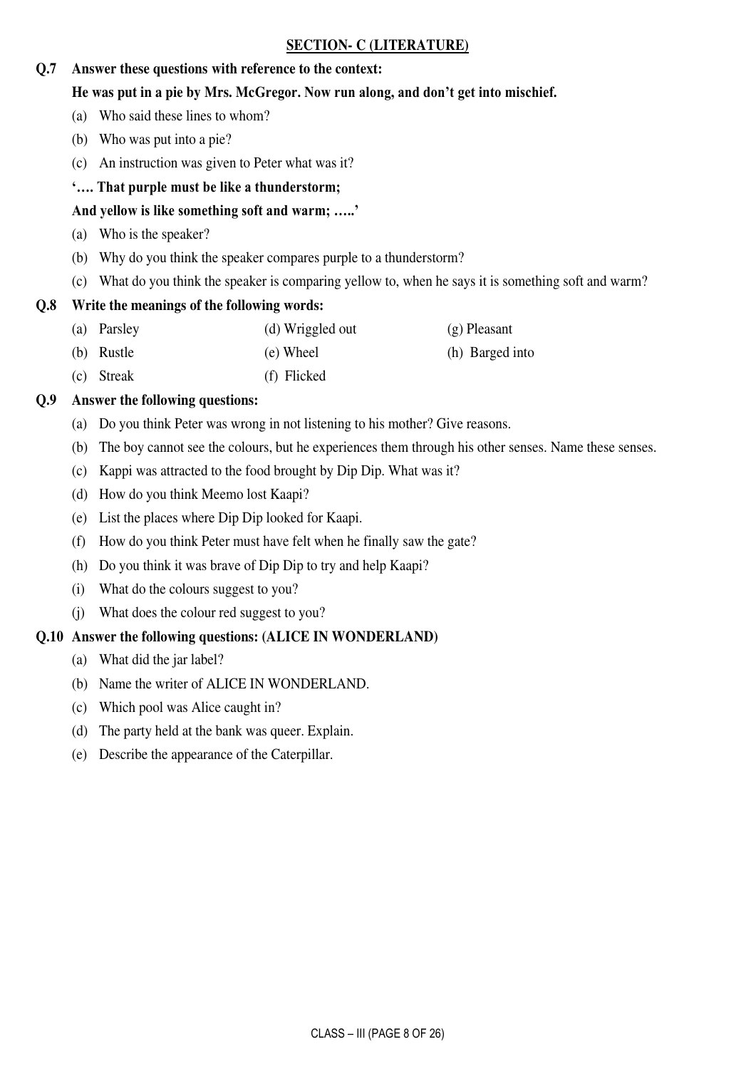## SECTION- C (LITERATURE)

**Q.7 Answer these questions with reference to the context:**

**He was put in a pie by Mrs. McGregor. Now run along, and don't get into mischief.**

(a) Who said these lines to whom?

(b) Who was put into a pie?

(c) An instruction was given to Peter what was it?

**'…. That purple must be like a thunderstorm;**

**And yellow is like something soft and warm; …..'**

(a) Who is the speaker?

(b) Why do you think the speaker compares purple to a thunderstorm?

(c) What do you think the speaker is comparing yellow to, when he says it is something soft and warm?

**Q.8 Write the meanings of the following words:**

(a) Parsley

(b) Rustle

(c) Streak

(d) Wriggled out

(e) Wheel

(f) Flicked

(g) Pleasant

(h) Barged into

**Q.9 Answer the following questions:**

(a) Do you think Peter was wrong in not listening to his mother? Give reasons.

(b) The boy cannot see the colours, but he experiences them through his other senses. Name these senses.

(c) Kappi was attracted to the food brought by Dip Dip. What was it?

(d) How do you think Meemo lost Kaapi?

(e) List the places where Dip Dip looked for Kaapi.

(f) How do you think Peter must have felt when he finally saw the gate?

(h) Do you think it was brave of Dip Dip to try and help Kaapi?

(i) What do the colours suggest to you?

(j) What does the colour red suggest to you?

**Q.10 Answer the following questions: (ALICE IN WONDERLAND)**

(a) What did the jar label?

(b) Name the writer of ALICE IN WONDERLAND.

(c) Which pool was Alice caught in?

(d) The party held at the bank was queer. Explain.

(e) Describe the appearance of the Caterpillar.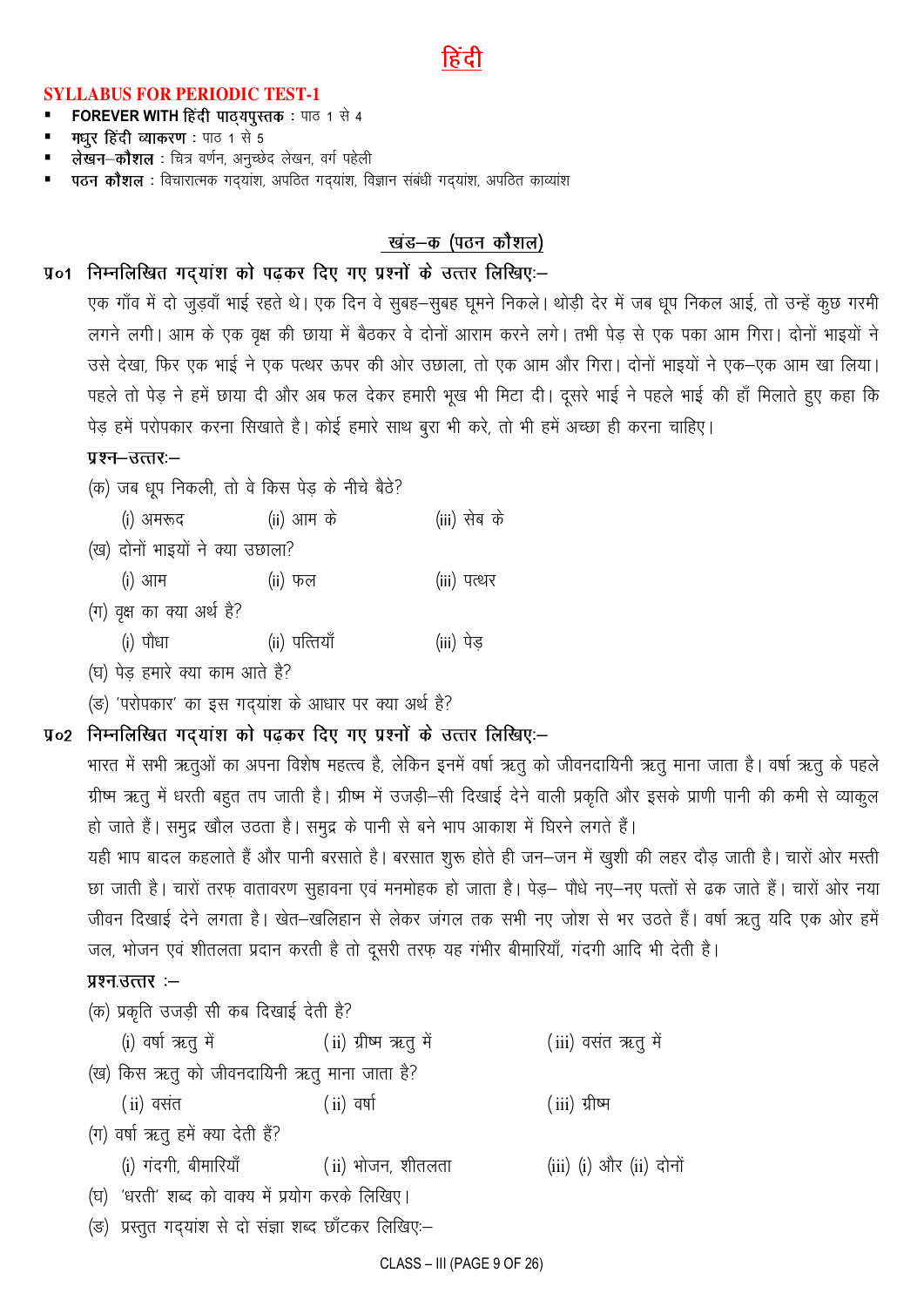# हिंदी

## SYLLABUS FOR PERIODIC TEST-1

- **FOREVER WITH हिंदी पाठ्यपुस्तक** : पाठ 1 से 4
- **मधुर हिंदी व्याकरण** : पाठ 1 से 5
- **लेखन–कौशल** : चित्र वर्णन, अनुच्छेद लेखन, वर्ग पहेली
- **पठन कौशल** : विचारात्मक गद्यांश, अपठित गद्यांश, विज्ञान संबंधी गद्यांश, अपठित काव्यांश

## खंड–क (पठन कौशल)

**प्र०1 निम्नलिखित गद्यांश को पढ़कर दिए गए प्रश्नों के उत्तर लिखिए:–**

एक गाँव में दो जुड़वाँ भाई रहते थे। एक दिन वे सुबह–सुबह घूमने निकले। थोड़ी देर में जब धूप निकल आई, तो उन्हें कुछ गरमी लगने लगी। आम के एक वृक्ष की छाया में बैठकर वे दोनों आराम करने लगे। तभी पेड़ से एक पका आम गिरा। दोनों भाइयों ने उसे देखा, फिर एक भाई ने एक पत्थर ऊपर की ओर उछाला, तो एक आम और गिरा। दोनों भाइयों ने एक–एक आम खा लिया। पहले तो पेड़ ने हमें छाया दी और अब फल देकर हमारी भूख भी मिटा दी। दूसरे भाई ने पहले भाई की हाँ मिलाते हुए कहा कि पेड़ हमें परोपकार करना सिखाते है। कोई हमारे साथ बुरा भी करे, तो भी हमें अच्छा ही करना चाहिए।

**प्रश्न–उत्तर:–**

(क) जब धूप निकली, तो वे किस पेड़ के नीचे बैठे?

(i) अमरूद (ii) आम के (iii) सेब के

(ख) दोनों भाइयों ने क्या उछाला?

(i) आम (ii) फल (iii) पत्थर

(ग) वृक्ष का क्या अर्थ है?

(i) पौधा (ii) पत्तियाँ (iii) पेड़

(घ) पेड़ हमारे क्या काम आते है?

(ङ) 'परोपकार' का इस गद्यांश के आधार पर क्या अर्थ है?

**प्र०2 निम्नलिखित गद्यांश को पढ़कर दिए गए प्रश्नों के उत्तर लिखिए:–**

भारत में सभी ऋतुओं का अपना विशेष महत्त्व है, लेकिन इनमें वर्षा ऋतु को जीवनदायिनी ऋतु माना जाता है। वर्षा ऋतु के पहले ग्रीष्म ऋतु में धरती बहुत तप जाती है। ग्रीष्म में उजड़ी–सी दिखाई देने वाली प्रकृति और इसके प्राणी पानी की कमी से व्याकुल हो जाते हैं। समुद्र खौल उठता है। समुद्र के पानी से बने भाप आकाश में घिरने लगते हैं।

यही भाप बादल कहलाते हैं और पानी बरसाते है। बरसात शुरू होते ही जन–जन में खुशी की लहर दौड़ जाती है। चारों ओर मस्ती छा जाती है। चारों तरफ़ वातावरण सुहावना एवं मनमोहक हो जाता है। पेड़– पौधे नए–नए पत्तों से ढक जाते हैं। चारों ओर नया जीवन दिखाई देने लगता है। खेत–खलिहान से लेकर जंगल तक सभी नए जोश से भर उठते हैं। वर्षा ऋतु यदि एक ओर हमें जल, भोजन एवं शीतलता प्रदान करती है तो दूसरी तरफ़ यह गंभीर बीमारियाँ, गंदगी आदि भी देती है।

**प्रश्न.उत्तर :–**

(क) प्रकृति उजड़ी सी कब दिखाई देती है?

(i) वर्षा ऋतु में (ii) ग्रीष्म ऋतु में (iii) वसंत ऋतु में

(ख) किस ऋतु को जीवनदायिनी ऋतु माना जाता है?

(ii) वसंत (ii) वर्षा (iii) ग्रीष्म

(ग) वर्षा ऋतु हमें क्या देती हैं?

(i) गंदगी, बीमारियाँ (ii) भोजन, शीतलता (iii) (i) और (ii) दोनों

(घ) 'धरती' शब्द को वाक्य में प्रयोग करके लिखिए।

(ङ) प्रस्तुत गद्यांश से दो संज्ञा शब्द छाँटकर लिखिए:–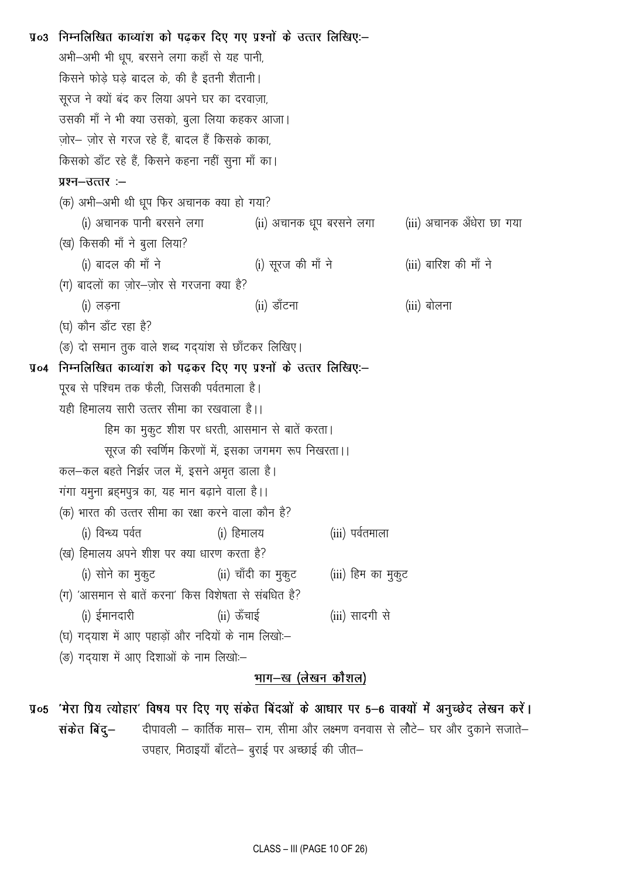**प्र०3 निम्नलिखित काव्यांश को पढ़कर दिए गए प्रश्नों के उत्तर लिखिएः–**

अभी–अभी भी धूप, बरसने लगा कहाँ से यह पानी,
किसने फोड़े घड़े बादल के, की है इतनी शैतानी।
सूरज ने क्यों बंद कर लिया अपने घर का दरवाज़ा,
उसकी माँ ने भी क्या उसको, बुला लिया कहकर आजा।
ज़ोर– ज़ोर से गरज रहे हैं, बादल हैं किसके काका,
किसको डाँट रहे हैं, किसने कहना नहीं सुना माँ का।

**प्रश्न–उत्तर :–**

(क) अभी–अभी थी धूप फिर अचानक क्या हो गया?
   (i) अचानक पानी बरसने लगा   (ii) अचानक धूप बरसने लगा   (iii) अचानक अँधेरा छा गया

(ख) किसकी माँ ने बुला लिया?
   (i) बादल की माँ ने   (i) सूरज की माँ ने   (iii) बारिश की माँ ने

(ग) बादलों का ज़ोर–ज़ोर से गरजना क्या है?
   (i) लड़ना   (ii) डाँटना   (iii) बोलना

(घ) कौन डाँट रहा है?

(ङ) दो समान तुक वाले शब्द गद्यांश से छाँटकर लिखिए।

**प्र०4 निम्नलिखित काव्यांश को पढ़कर दिए गए प्रश्नों के उत्तर लिखिएः–**

पूरब से पश्चिम तक फैली, जिसकी पर्वतमाला है।
यही हिमालय सारी उत्तर सीमा का रखवाला है।।
    हिम का मुकुट शीश पर धरती, आसमान से बातें करता।
    सूरज की स्वर्णिम किरणों में, इसका जगमग रूप निखरता।।
कल–कल बहते निर्झर जल में, इसने अमृत डाला है।
गंगा यमुना ब्रह्मपुत्र का, यह मान बढ़ाने वाला है।।

(क) भारत की उत्तर सीमा का रक्षा करने वाला कौन है?
   (i) विन्ध्य पर्वत   (i) हिमालय   (iii) पर्वतमाला

(ख) हिमालय अपने शीश पर क्या धारण करता है?
   (i) सोने का मुकुट   (ii) चाँदी का मुकुट   (iii) हिम का मुकुट

(ग) 'आसमान से बातें करना' किस विशेषता से संबंधित है?
   (i) ईमानदारी   (ii) ऊँचाई   (iii) सादगी से

(घ) गद्याश में आए पहाड़ों और नदियों के नाम लिखोः–

(ङ) गद्याश में आए दिशाओं के नाम लिखोः–

## भाग–ख (लेखन कौशल)

**प्र०5 'मेरा प्रिय त्योहार' विषय पर दिए गए संकेत बिंदओं के आधार पर 5–6 वाक्यों में अनुच्छेद लेखन करें।**

**संकेत बिंदु–** दीपावली – कार्तिक मास– राम, सीमा और लक्ष्मण वनवास से लौटे– घर और दुकाने सजाते– उपहार, मिठाइयाँ बाँटते– बुराई पर अच्छाई की जीत–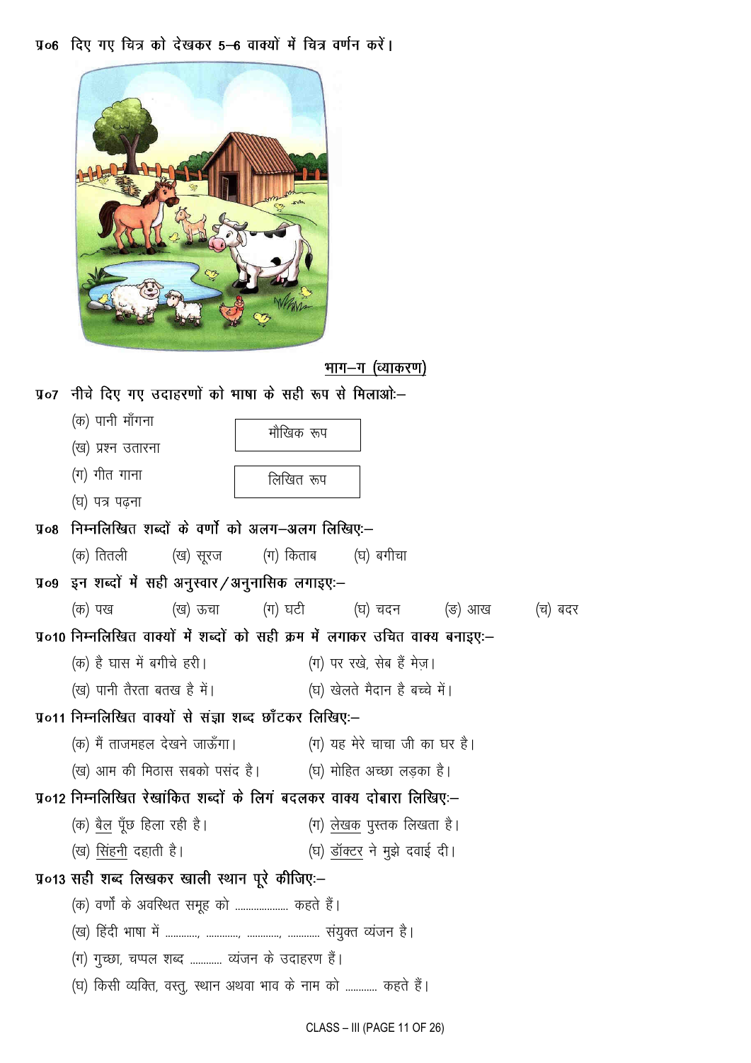प्र०6 दिए गए चित्र को देखकर 5–6 वाक्यों में चित्र वर्णन करें।

## भाग–ग (व्याकरण)

प्र०7 नीचे दिए गए उदाहरणों को भाषा के सही रूप से मिलाओः–

(क) पानी माँगना

(ख) प्रश्न उतारना

(ग) गीत गाना

(घ) पत्र पढ़ना

| मौखिक रूप |
|---|

| लिखित रूप |
|---|

प्र०8 निम्नलिखित शब्दों के वर्णों को अलग–अलग लिखिएः–

(क) तितली (ख) सूरज (ग) किताब (घ) बगीचा

प्र०9 इन शब्दों में सही अनुस्वार/अनुनासिक लगाइएः–

(क) पख (ख) ऊचा (ग) घटी (घ) चदन (ङ) आख (च) बदर

प्र०10 निम्नलिखित वाक्यों में शब्दों को सही क्रम में लगाकर उचित वाक्य बनाइएः–

(क) है घास में बगीचे हरी।

(ख) पानी तैरता बतख है में।

(ग) पर रखे, सेब हैं मेज़।

(घ) खेलते मैदान है बच्चे में।

प्र०11 निम्नलिखित वाक्यों से संज्ञा शब्द छाँटकर लिखिएः–

(क) मैं ताजमहल देखने जाऊँगा।

(ख) आम की मिठास सबको पसंद है।

(ग) यह मेरे चाचा जी का घर है।

(घ) मोहित अच्छा लड़का है।

प्र०12 निम्नलिखित रेखांकित शब्दों के लिंग बदलकर वाक्य दोबारा लिखिएः–

(क) <u>बैल</u> पूँछ हिला रही है।

(ख) <u>सिंहनी</u> दहाती है।

(ग) <u>लेखक</u> पुस्तक लिखता है।

(घ) <u>डॉक्टर</u> ने मुझे दवाई दी।

प्र०13 सही शब्द लिखकर खाली स्थान पूरे कीजिएः–

(क) वर्णों के अवस्थित समूह को .................... कहते हैं।

(ख) हिंदी भाषा में ............, ............, ............, ............ संयुक्त व्यंजन है।

(ग) गुच्छा, चप्पल शब्द ............ व्यंजन के उदाहरण हैं।

(घ) किसी व्यक्ति, वस्तु, स्थान अथवा भाव के नाम को ............ कहते हैं।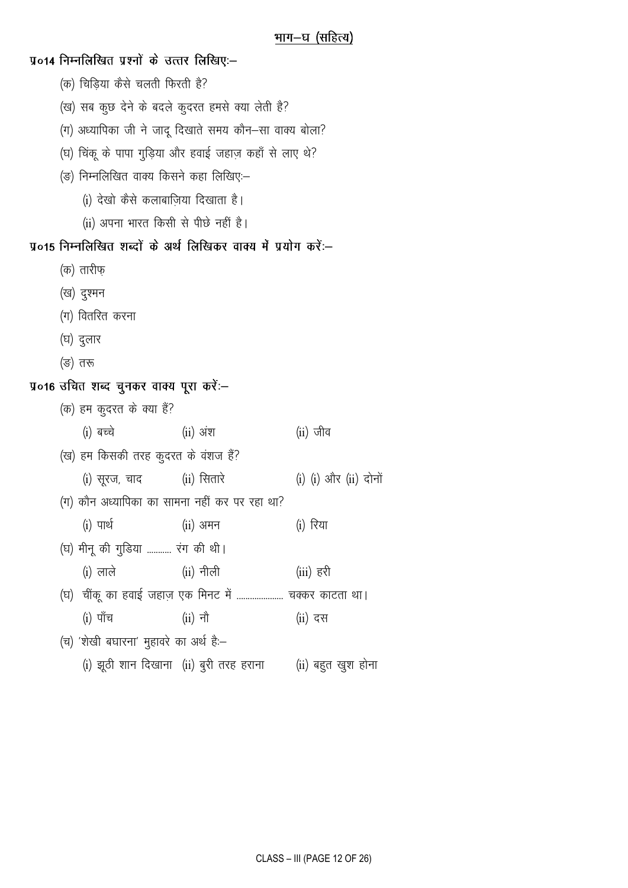## भाग–घ (सहित्य)

**प्र०14 निम्नलिखित प्रश्नों के उत्तर लिखिए:–**

(क) चिड़िया कैसे चलती फिरती है?

(ख) सब कुछ देने के बदले कुदरत हमसे क्या लेती है?

(ग) अध्यापिका जी ने जादू दिखाते समय कौन–सा वाक्य बोला?

(घ) चिंकू के पापा गुड़िया और हवाई जहाज़ कहाँ से लाए थे?

(ङ) निम्नलिखित वाक्य किसने कहा लिखिए:–

(i) देखो कैसे कलाबाज़िया दिखाता है।

(ii) अपना भारत किसी से पीछे नहीं है।

**प्र०15 निम्नलिखित शब्दों के अर्थ लिखिकर वाक्य में प्रयोग करें:–**

(क) तारीफ़

(ख) दुश्मन

(ग) वितरित करना

(घ) दुलार

(ङ) तरू

**प्र०16 उचित शब्द चुनकर वाक्य पूरा करें:–**

(क) हम कुदरत के क्या हैं?

(i) बच्चे (ii) अंश (ii) जीव

(ख) हम किसकी तरह कुदरत के वंशज हैं?

(i) सूरज, चाद (ii) सितारे (i) (i) और (ii) दोनों

(ग) कौन अध्यापिका का सामना नहीं कर पर रहा था?

(i) पार्थ (ii) अमन (i) रिया

(घ) मीनू की गुडिया .......... रंग की थी।

(i) लाले (ii) नीली (iii) हरी

(घ) चींकू का हवाई जहाज़ एक मिनट में .................... चक्कर काटता था।

(i) पाँच (ii) नौ (ii) दस

(च) 'शेखी बघारना' मुहावरे का अर्थ है:–

(i) झूठी शान दिखाना (ii) बुरी तरह हराना (ii) बहुत खुश होना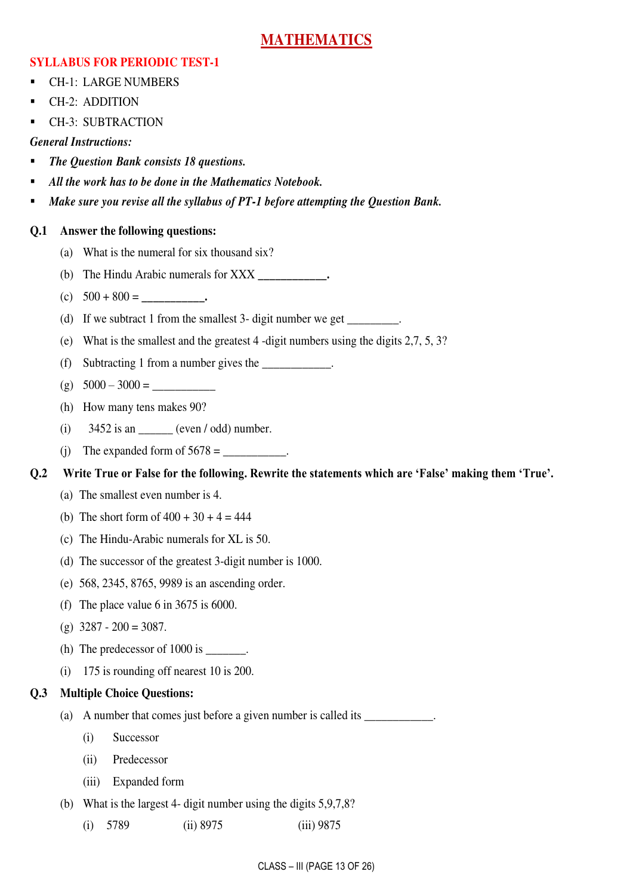# MATHEMATICS

## SYLLABUS FOR PERIODIC TEST-1

- CH-1: LARGE NUMBERS
- CH-2: ADDITION
- CH-3: SUBTRACTION

*General Instructions:*

- ***The Question Bank consists 18 questions.***
- ***All the work has to be done in the Mathematics Notebook.***
- ***Make sure you revise all the syllabus of PT-1 before attempting the Question Bank.***

**Q.1 Answer the following questions:**

(a) What is the numeral for six thousand six?

(b) The Hindu Arabic numerals for XXX ___________.

(c) 500 + 800 = __________.

(d) If we subtract 1 from the smallest 3- digit number we get ________.

(e) What is the smallest and the greatest 4 -digit numbers using the digits 2,7, 5, 3?

(f) Subtracting 1 from a number gives the ___________.

(g) 5000 – 3000 = __________

(h) How many tens makes 90?

(i) 3452 is an ______ (even / odd) number.

(j) The expanded form of 5678 = __________.

**Q.2 Write True or False for the following. Rewrite the statements which are 'False' making them 'True'.**

(a) The smallest even number is 4.

(b) The short form of 400 + 30 + 4 = 444

(c) The Hindu-Arabic numerals for XL is 50.

(d) The successor of the greatest 3-digit number is 1000.

(e) 568, 2345, 8765, 9989 is an ascending order.

(f) The place value 6 in 3675 is 6000.

(g) 3287 - 200 = 3087.

(h) The predecessor of 1000 is _______.

(i) 175 is rounding off nearest 10 is 200.

**Q.3 Multiple Choice Questions:**

(a) A number that comes just before a given number is called its ___________.

(i) Successor

(ii) Predecessor

(iii) Expanded form

(b) What is the largest 4- digit number using the digits 5,9,7,8?

(i) 5789 (ii) 8975 (iii) 9875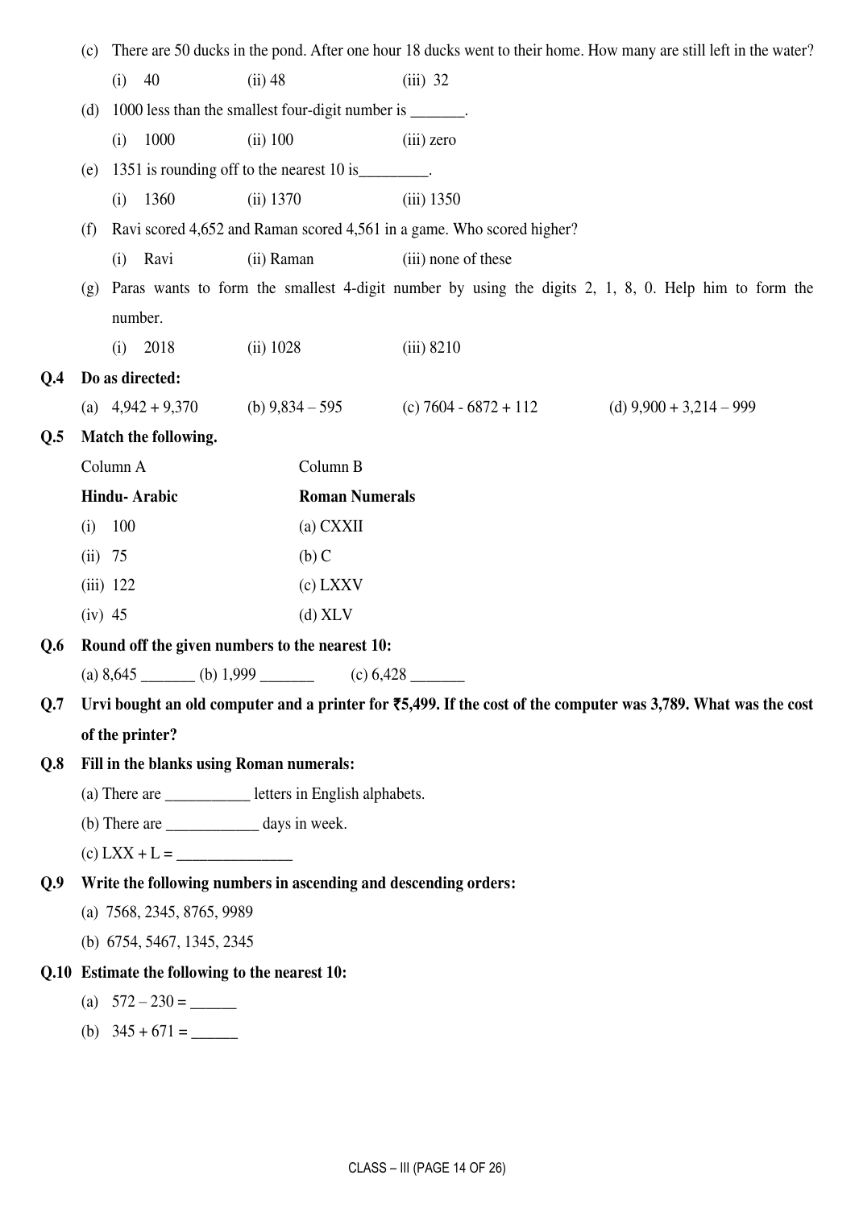(c) There are 50 ducks in the pond. After one hour 18 ducks went to their home. How many are still left in the water?

(i) 40 (ii) 48 (iii) 32

(d) 1000 less than the smallest four-digit number is _______.

(i) 1000 (ii) 100 (iii) zero

(e) 1351 is rounding off to the nearest 10 is_________.

(i) 1360 (ii) 1370 (iii) 1350

(f) Ravi scored 4,652 and Raman scored 4,561 in a game. Who scored higher?

(i) Ravi (ii) Raman (iii) none of these

(g) Paras wants to form the smallest 4-digit number by using the digits 2, 1, 8, 0. Help him to form the number.

(i) 2018 (ii) 1028 (iii) 8210

**Q.4 Do as directed:**

(a) 4,942 + 9,370 (b) 9,834 – 595 (c) 7604 - 6872 + 112 (d) 9,900 + 3,214 – 999

**Q.5 Match the following.**

| Column A | Column B |
|---|---|
| **Hindu- Arabic** | **Roman Numerals** |
| (i) 100 | (a) CXXII |
| (ii) 75 | (b) C |
| (iii) 122 | (c) LXXV |
| (iv) 45 | (d) XLV |

**Q.6 Round off the given numbers to the nearest 10:**

(a) 8,645 _______ (b) 1,999 _______ (c) 6,428 _______

**Q.7 Urvi bought an old computer and a printer for ₹5,499. If the cost of the computer was 3,789. What was the cost of the printer?**

**Q.8 Fill in the blanks using Roman numerals:**

(a) There are ___________ letters in English alphabets.

(b) There are ____________ days in week.

(c) LXX + L = _______________

**Q.9 Write the following numbers in ascending and descending orders:**

(a) 7568, 2345, 8765, 9989

(b) 6754, 5467, 1345, 2345

**Q.10 Estimate the following to the nearest 10:**

(a) 572 – 230 = ______

(b) 345 + 671 = ______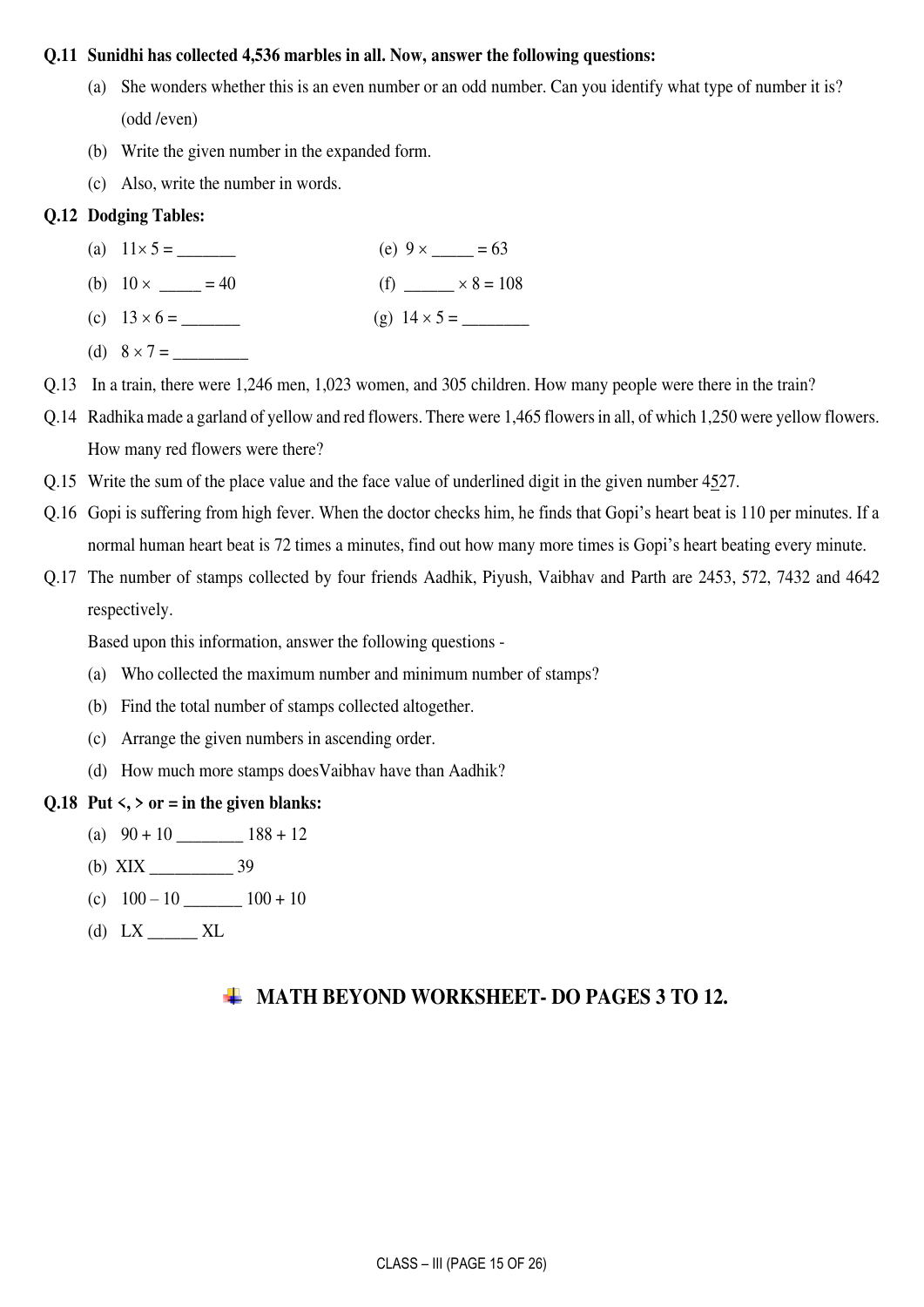**Q.11 Sunidhi has collected 4,536 marbles in all. Now, answer the following questions:**

(a) She wonders whether this is an even number or an odd number. Can you identify what type of number it is? (odd /even)

(b) Write the given number in the expanded form.

(c) Also, write the number in words.

**Q.12 Dodging Tables:**

(a) $11 \times 5 =$ _______

(b) $10 \times$ _____ $= 40$

(c) $13 \times 6 =$ _______

(d) $8 \times 7 =$ _________

(e) $9 \times$ _____ $= 63$

(f) ______ $\times 8 = 108$

(g) $14 \times 5 =$ ________

Q.13 In a train, there were 1,246 men, 1,023 women, and 305 children. How many people were there in the train?

Q.14 Radhika made a garland of yellow and red flowers. There were 1,465 flowers in all, of which 1,250 were yellow flowers. How many red flowers were there?

Q.15 Write the sum of the place value and the face value of underlined digit in the given number 4<u>5</u>27.

Q.16 Gopi is suffering from high fever. When the doctor checks him, he finds that Gopi's heart beat is 110 per minutes. If a normal human heart beat is 72 times a minutes, find out how many more times is Gopi's heart beating every minute.

Q.17 The number of stamps collected by four friends Aadhik, Piyush, Vaibhav and Parth are 2453, 572, 7432 and 4642 respectively.

Based upon this information, answer the following questions -

(a) Who collected the maximum number and minimum number of stamps?

(b) Find the total number of stamps collected altogether.

(c) Arrange the given numbers in ascending order.

(d) How much more stamps doesVaibhav have than Aadhik?

**Q.18 Put <, > or = in the given blanks:**

(a) $90 + 10$ ________ $188 + 12$

(b) XIX __________ 39

(c) $100 - 10$ _______ $100 + 10$

(d) LX ______ XL

## MATH BEYOND WORKSHEET- DO PAGES 3 TO 12.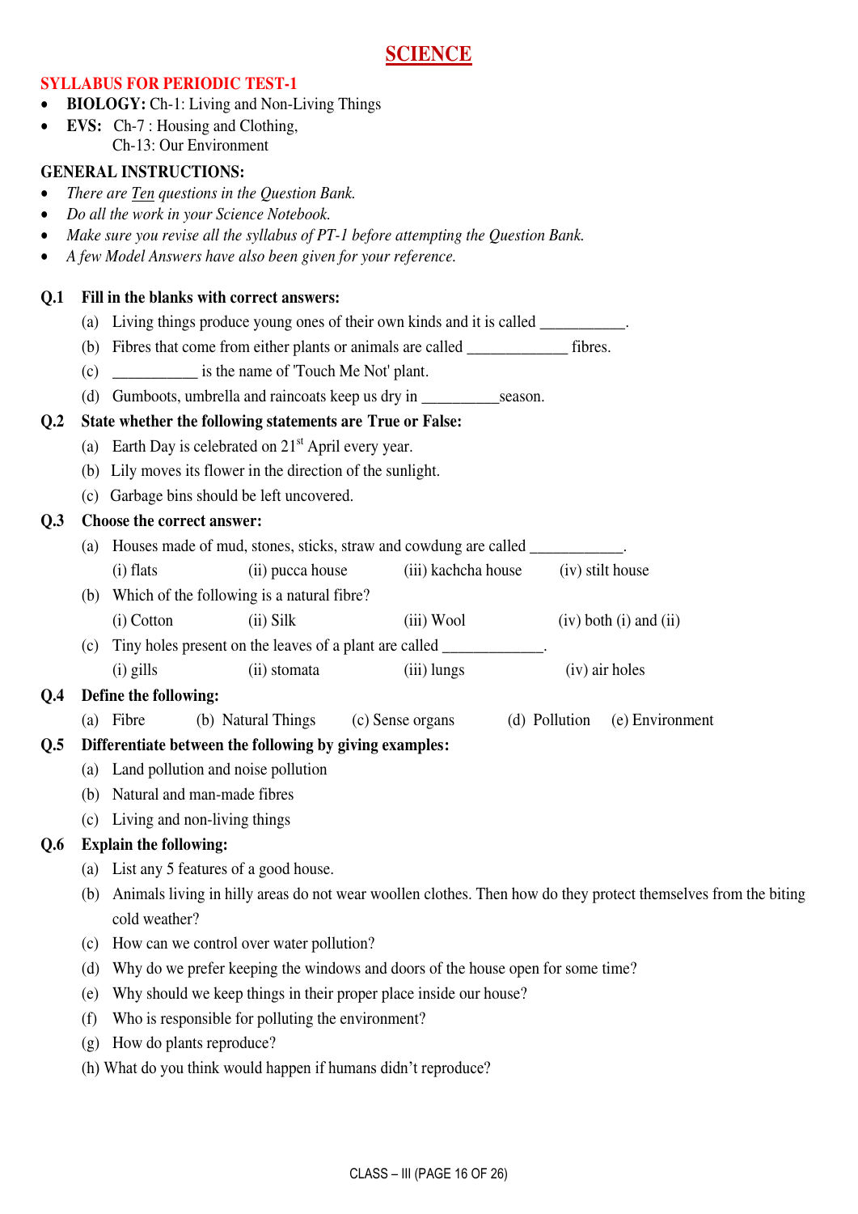# SCIENCE

## SYLLABUS FOR PERIODIC TEST-1

- **BIOLOGY:** Ch-1: Living and Non-Living Things
- **EVS:** Ch-7 : Housing and Clothing,
  Ch-13: Our Environment

## GENERAL INSTRUCTIONS:

- *There are Ten questions in the Question Bank.*
- *Do all the work in your Science Notebook.*
- *Make sure you revise all the syllabus of PT-1 before attempting the Question Bank.*
- *A few Model Answers have also been given for your reference.*

**Q.1 Fill in the blanks with correct answers:**

(a) Living things produce young ones of their own kinds and it is called __________.

(b) Fibres that come from either plants or animals are called ____________ fibres.

(c) __________ is the name of 'Touch Me Not' plant.

(d) Gumboots, umbrella and raincoats keep us dry in _________season.

**Q.2 State whether the following statements are True or False:**

(a) Earth Day is celebrated on 21st April every year.

(b) Lily moves its flower in the direction of the sunlight.

(c) Garbage bins should be left uncovered.

**Q.3 Choose the correct answer:**

(a) Houses made of mud, stones, sticks, straw and cowdung are called ___________.

(i) flats (ii) pucca house (iii) kachcha house (iv) stilt house

(b) Which of the following is a natural fibre?

(i) Cotton (ii) Silk (iii) Wool (iv) both (i) and (ii)

(c) Tiny holes present on the leaves of a plant are called ____________.

(i) gills (ii) stomata (iii) lungs (iv) air holes

**Q.4 Define the following:**

(a) Fibre (b) Natural Things (c) Sense organs (d) Pollution (e) Environment

**Q.5 Differentiate between the following by giving examples:**

(a) Land pollution and noise pollution

(b) Natural and man-made fibres

(c) Living and non-living things

**Q.6 Explain the following:**

(a) List any 5 features of a good house.

(b) Animals living in hilly areas do not wear woollen clothes. Then how do they protect themselves from the biting cold weather?

(c) How can we control over water pollution?

(d) Why do we prefer keeping the windows and doors of the house open for some time?

(e) Why should we keep things in their proper place inside our house?

(f) Who is responsible for polluting the environment?

(g) How do plants reproduce?

(h) What do you think would happen if humans didn't reproduce?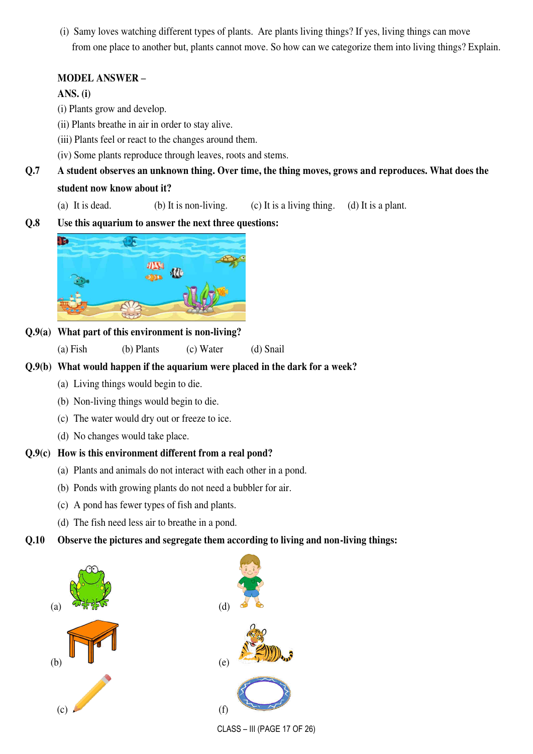(i) Samy loves watching different types of plants. Are plants living things? If yes, living things can move from one place to another but, plants cannot move. So how can we categorize them into living things? Explain.

**MODEL ANSWER –**

**ANS. (i)**

(i) Plants grow and develop.

(ii) Plants breathe in air in order to stay alive.

(iii) Plants feel or react to the changes around them.

(iv) Some plants reproduce through leaves, roots and stems.

**Q.7 A student observes an unknown thing. Over time, the thing moves, grows and reproduces. What does the student now know about it?**

(a) It is dead. (b) It is non-living. (c) It is a living thing. (d) It is a plant.

**Q.8 Use this aquarium to answer the next three questions:**

**Q.9(a) What part of this environment is non-living?**

(a) Fish (b) Plants (c) Water (d) Snail

**Q.9(b) What would happen if the aquarium were placed in the dark for a week?**

(a) Living things would begin to die.

(b) Non-living things would begin to die.

(c) The water would dry out or freeze to ice.

(d) No changes would take place.

**Q.9(c) How is this environment different from a real pond?**

(a) Plants and animals do not interact with each other in a pond.

(b) Ponds with growing plants do not need a bubbler for air.

(c) A pond has fewer types of fish and plants.

(d) The fish need less air to breathe in a pond.

**Q.10 Observe the pictures and segregate them according to living and non-living things:**

(a)

(b)

(c)

(d)

(e)

(f)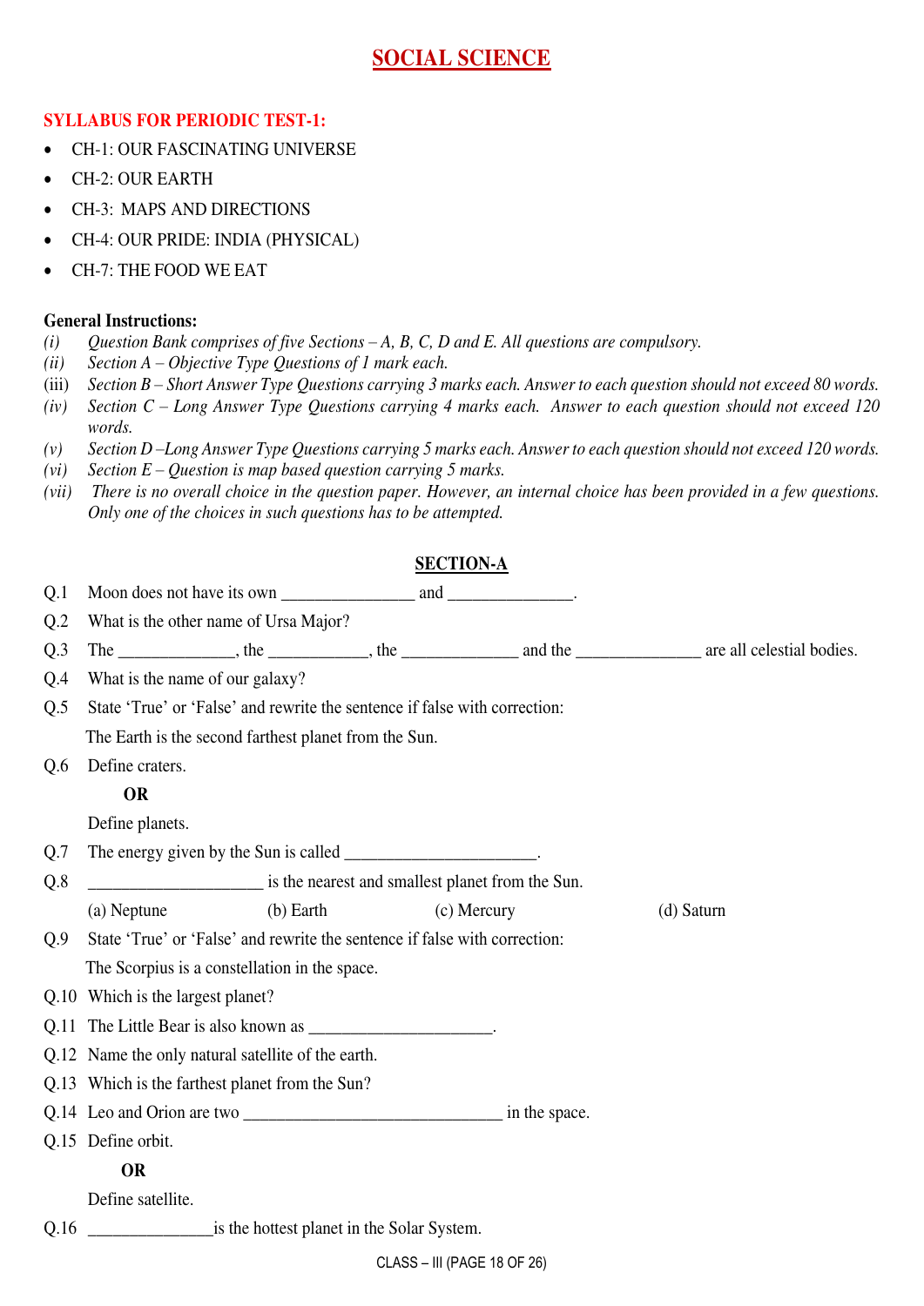# SOCIAL SCIENCE

**SYLLABUS FOR PERIODIC TEST-1:**

- CH-1: OUR FASCINATING UNIVERSE
- CH-2: OUR EARTH
- CH-3: MAPS AND DIRECTIONS
- CH-4: OUR PRIDE: INDIA (PHYSICAL)
- CH-7: THE FOOD WE EAT

**General Instructions:**

*(i)* *Question Bank comprises of five Sections – A, B, C, D and E. All questions are compulsory.*
*(ii)* *Section A – Objective Type Questions of 1 mark each.*
(iii) *Section B – Short Answer Type Questions carrying 3 marks each. Answer to each question should not exceed 80 words.*
*(iv)* *Section C – Long Answer Type Questions carrying 4 marks each. Answer to each question should not exceed 120 words.*
*(v)* *Section D –Long Answer Type Questions carrying 5 marks each. Answer to each question should not exceed 120 words.*
*(vi)* *Section E – Question is map based question carrying 5 marks.*
*(vii)* *There is no overall choice in the question paper. However, an internal choice has been provided in a few questions. Only one of the choices in such questions has to be attempted.*

## SECTION-A

Q.1 Moon does not have its own _______________ and ______________.

Q.2 What is the other name of Ursa Major?

Q.3 The _____________, the ___________, the _____________ and the ______________ are all celestial bodies.

Q.4 What is the name of our galaxy?

Q.5 State 'True' or 'False' and rewrite the sentence if false with correction:
The Earth is the second farthest planet from the Sun.

Q.6 Define craters.

**OR**

Define planets.

Q.7 The energy given by the Sun is called _____________________.

Q.8 ___________________ is the nearest and smallest planet from the Sun.

(a) Neptune (b) Earth (c) Mercury (d) Saturn

Q.9 State 'True' or 'False' and rewrite the sentence if false with correction:
The Scorpius is a constellation in the space.

Q.10 Which is the largest planet?

Q.11 The Little Bear is also known as ____________________.

Q.12 Name the only natural satellite of the earth.

Q.13 Which is the farthest planet from the Sun?

Q.14 Leo and Orion are two _____________________________ in the space.

Q.15 Define orbit.

**OR**

Define satellite.

Q.16 ______________is the hottest planet in the Solar System.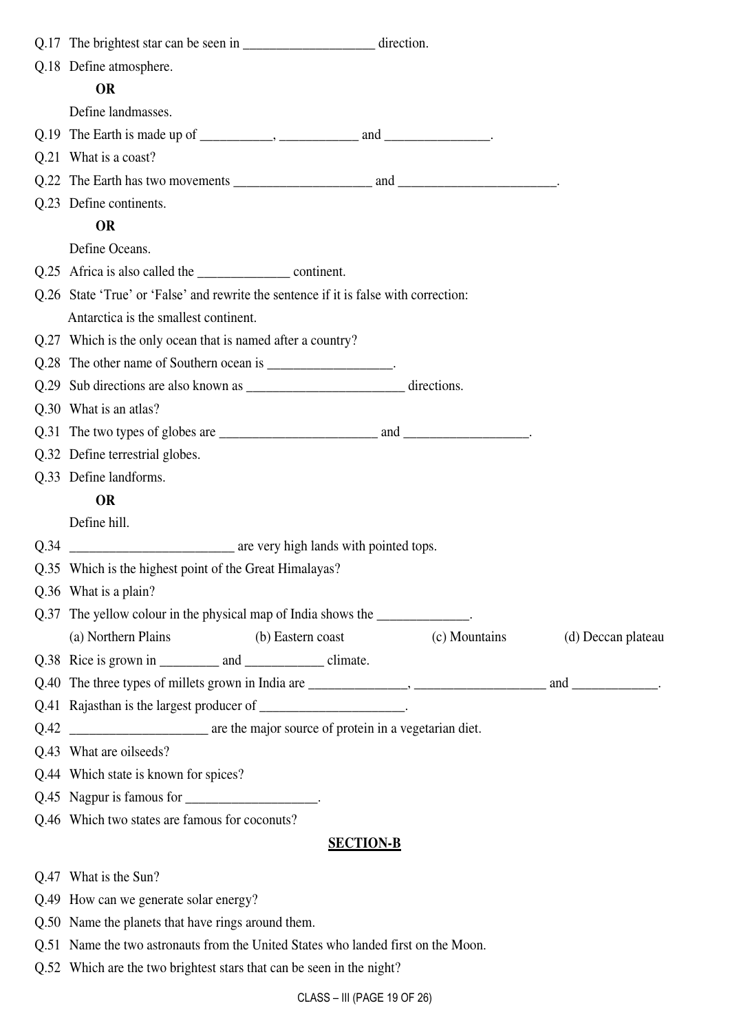Q.17 The brightest star can be seen in ____________________ direction.

Q.18 Define atmosphere.

**OR**

Define landmasses.

Q.19 The Earth is made up of ___________, ____________ and ________________.

Q.21 What is a coast?

Q.22 The Earth has two movements ____________________ and ________________________.

Q.23 Define continents.

**OR**

Define Oceans.

Q.25 Africa is also called the ______________ continent.

Q.26 State 'True' or 'False' and rewrite the sentence if it is false with correction:
Antarctica is the smallest continent.

Q.27 Which is the only ocean that is named after a country?

Q.28 The other name of Southern ocean is ___________________.

Q.29 Sub directions are also known as ________________________ directions.

Q.30 What is an atlas?

Q.31 The two types of globes are ________________________ and ___________________.

Q.32 Define terrestrial globes.

Q.33 Define landforms.

**OR**

Define hill.

Q.34 _________________________ are very high lands with pointed tops.

Q.35 Which is the highest point of the Great Himalayas?

Q.36 What is a plain?

Q.37 The yellow colour in the physical map of India shows the ______________.

(a) Northern Plains (b) Eastern coast (c) Mountains (d) Deccan plateau

Q.38 Rice is grown in _________ and ____________ climate.

Q.40 The three types of millets grown in India are _______________, ____________________ and _____________.

Q.41 Rajasthan is the largest producer of ______________________.

Q.42 _____________________ are the major source of protein in a vegetarian diet.

Q.43 What are oilseeds?

Q.44 Which state is known for spices?

Q.45 Nagpur is famous for ____________________.

Q.46 Which two states are famous for coconuts?

## SECTION-B

Q.47 What is the Sun?

Q.49 How can we generate solar energy?

Q.50 Name the planets that have rings around them.

Q.51 Name the two astronauts from the United States who landed first on the Moon.

Q.52 Which are the two brightest stars that can be seen in the night?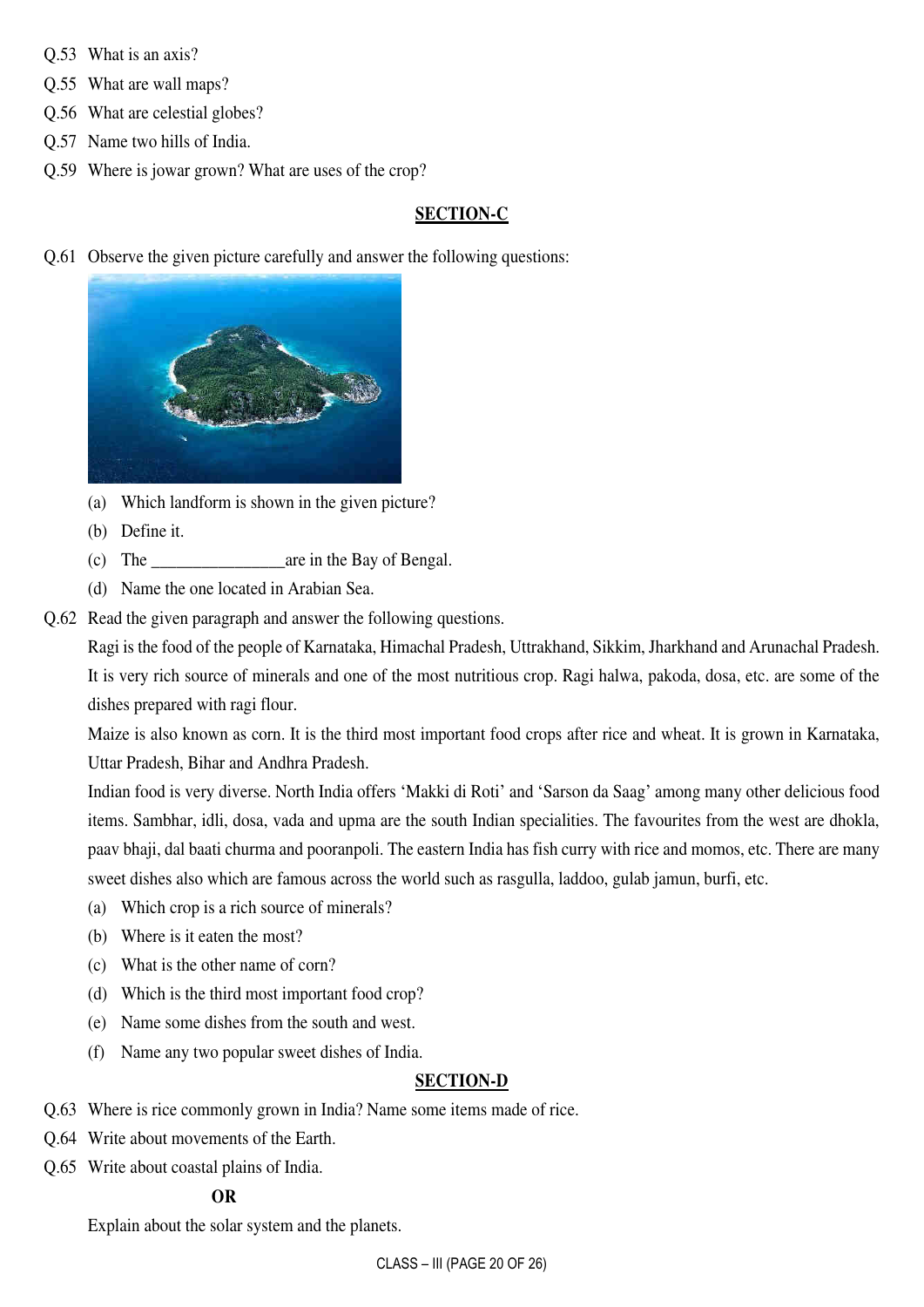Q.53 What is an axis?

Q.55 What are wall maps?

Q.56 What are celestial globes?

Q.57 Name two hills of India.

Q.59 Where is jowar grown? What are uses of the crop?

## SECTION-C

Q.61 Observe the given picture carefully and answer the following questions:

(a) Which landform is shown in the given picture?

(b) Define it.

(c) The ________________are in the Bay of Bengal.

(d) Name the one located in Arabian Sea.

Q.62 Read the given paragraph and answer the following questions.

Ragi is the food of the people of Karnataka, Himachal Pradesh, Uttrakhand, Sikkim, Jharkhand and Arunachal Pradesh. It is very rich source of minerals and one of the most nutritious crop. Ragi halwa, pakoda, dosa, etc. are some of the dishes prepared with ragi flour.

Maize is also known as corn. It is the third most important food crops after rice and wheat. It is grown in Karnataka, Uttar Pradesh, Bihar and Andhra Pradesh.

Indian food is very diverse. North India offers 'Makki di Roti' and 'Sarson da Saag' among many other delicious food items. Sambhar, idli, dosa, vada and upma are the south Indian specialities. The favourites from the west are dhokla, paav bhaji, dal baati churma and pooranpoli. The eastern India has fish curry with rice and momos, etc. There are many sweet dishes also which are famous across the world such as rasgulla, laddoo, gulab jamun, burfi, etc.

(a) Which crop is a rich source of minerals?

(b) Where is it eaten the most?

(c) What is the other name of corn?

(d) Which is the third most important food crop?

(e) Name some dishes from the south and west.

(f) Name any two popular sweet dishes of India.

## SECTION-D

Q.63 Where is rice commonly grown in India? Name some items made of rice.

Q.64 Write about movements of the Earth.

Q.65 Write about coastal plains of India.

**OR**

Explain about the solar system and the planets.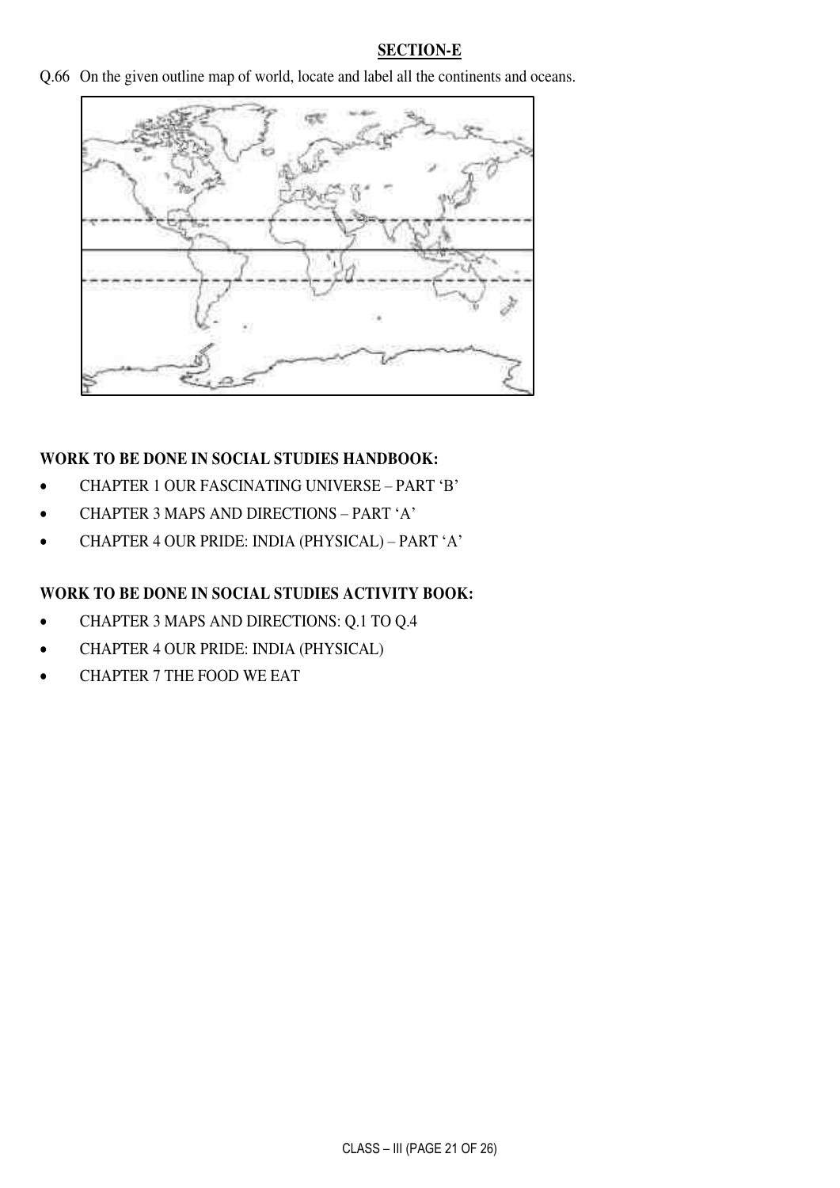## SECTION-E

Q.66 On the given outline map of world, locate and label all the continents and oceans.

**WORK TO BE DONE IN SOCIAL STUDIES HANDBOOK:**

- CHAPTER 1 OUR FASCINATING UNIVERSE – PART 'B'
- CHAPTER 3 MAPS AND DIRECTIONS – PART 'A'
- CHAPTER 4 OUR PRIDE: INDIA (PHYSICAL) – PART 'A'

**WORK TO BE DONE IN SOCIAL STUDIES ACTIVITY BOOK:**

- CHAPTER 3 MAPS AND DIRECTIONS: Q.1 TO Q.4
- CHAPTER 4 OUR PRIDE: INDIA (PHYSICAL)
- CHAPTER 7 THE FOOD WE EAT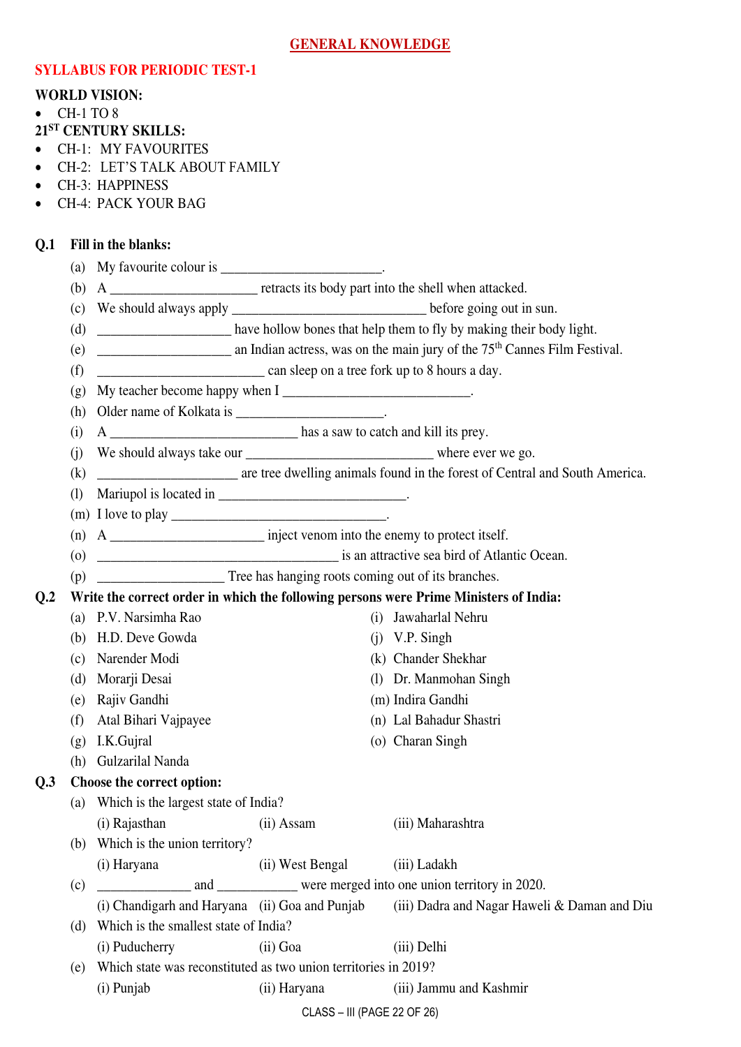# GENERAL KNOWLEDGE

## SYLLABUS FOR PERIODIC TEST-1

**WORLD VISION:**

- CH-1 TO 8

**21ST CENTURY SKILLS:**

- CH-1: MY FAVOURITES
- CH-2: LET'S TALK ABOUT FAMILY
- CH-3: HAPPINESS
- CH-4: PACK YOUR BAG

**Q.1 Fill in the blanks:**

(a) My favourite colour is ______________________.

(b) A ____________________ retracts its body part into the shell when attacked.

(c) We should always apply ___________________________ before going out in sun.

(d) __________________ have hollow bones that help them to fly by making their body light.

(e) __________________ an Indian actress, was on the main jury of the 75th Cannes Film Festival.

(f) _______________________ can sleep on a tree fork up to 8 hours a day.

(g) My teacher become happy when I __________________________.

(h) Older name of Kolkata is ____________________.

(i) A __________________________ has a saw to catch and kill its prey.

(j) We should always take our __________________________ where ever we go.

(k) ___________________ are tree dwelling animals found in the forest of Central and South America.

(l) Mariupol is located in __________________________.

(m) I love to play ______________________________.

(n) A _____________________ inject venom into the enemy to protect itself.

(o) _________________________________ is an attractive sea bird of Atlantic Ocean.

(p) _________________ Tree has hanging roots coming out of its branches.

**Q.2 Write the correct order in which the following persons were Prime Ministers of India:**

(a) P.V. Narsimha Rao

(b) H.D. Deve Gowda

(c) Narender Modi

(d) Morarji Desai

(e) Rajiv Gandhi

(f) Atal Bihari Vajpayee

(g) I.K.Gujral

(h) Gulzarilal Nanda

(i) Jawaharlal Nehru

(j) V.P. Singh

(k) Chander Shekhar

(l) Dr. Manmohan Singh

(m) Indira Gandhi

(n) Lal Bahadur Shastri

(o) Charan Singh

**Q.3 Choose the correct option:**

(a) Which is the largest state of India?

(i) Rajasthan (ii) Assam (iii) Maharashtra

(b) Which is the union territory?

(i) Haryana (ii) West Bengal (iii) Ladakh

(c) _____________ and ___________ were merged into one union territory in 2020.

(i) Chandigarh and Haryana (ii) Goa and Punjab (iii) Dadra and Nagar Haweli & Daman and Diu

(d) Which is the smallest state of India?

(i) Puducherry (ii) Goa (iii) Delhi

(e) Which state was reconstituted as two union territories in 2019?

(i) Punjab (ii) Haryana (iii) Jammu and Kashmir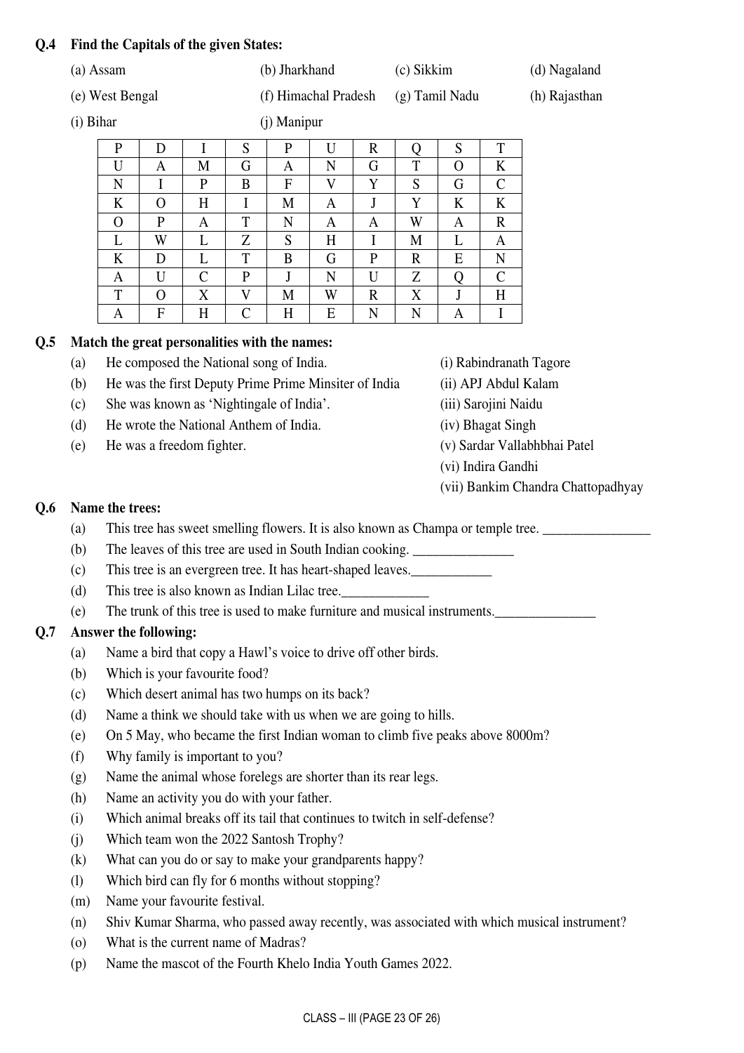**Q.4 Find the Capitals of the given States:**

(a) Assam (b) Jharkhand (c) Sikkim (d) Nagaland

(e) West Bengal (f) Himachal Pradesh (g) Tamil Nadu (h) Rajasthan

(i) Bihar (j) Manipur

| | | | | | | | | | |
|---|---|---|---|---|---|---|---|---|---|
| P | D | I | S | P | U | R | Q | S | T |
| U | A | M | G | A | N | G | T | O | K |
| N | I | P | B | F | V | Y | S | G | C |
| K | O | H | I | M | A | J | Y | K | K |
| O | P | A | T | N | A | A | W | A | R |
| L | W | L | Z | S | H | I | M | L | A |
| K | D | L | T | B | G | P | R | E | N |
| A | U | C | P | J | N | U | Z | Q | C |
| T | O | X | V | M | W | R | X | J | H |
| A | F | H | C | H | E | N | N | A | I |

**Q.5 Match the great personalities with the names:**

(a) He composed the National song of India.

(b) He was the first Deputy Prime Prime Minsiter of India

(c) She was known as 'Nightingale of India'.

(d) He wrote the National Anthem of India.

(e) He was a freedom fighter.

(i) Rabindranath Tagore

(ii) APJ Abdul Kalam

(iii) Sarojini Naidu

(iv) Bhagat Singh

(v) Sardar Vallabhbhai Patel

(vi) Indira Gandhi

(vii) Bankim Chandra Chattopadhyay

**Q.6 Name the trees:**

(a) This tree has sweet smelling flowers. It is also known as Champa or temple tree. ________________

(b) The leaves of this tree are used in South Indian cooking. _______________

(c) This tree is an evergreen tree. It has heart-shaped leaves.____________

(d) This tree is also known as Indian Lilac tree._____________

(e) The trunk of this tree is used to make furniture and musical instruments._______________

**Q.7 Answer the following:**

(a) Name a bird that copy a Hawl's voice to drive off other birds.

(b) Which is your favourite food?

(c) Which desert animal has two humps on its back?

(d) Name a think we should take with us when we are going to hills.

(e) On 5 May, who became the first Indian woman to climb five peaks above 8000m?

(f) Why family is important to you?

(g) Name the animal whose forelegs are shorter than its rear legs.

(h) Name an activity you do with your father.

(i) Which animal breaks off its tail that continues to twitch in self-defense?

(j) Which team won the 2022 Santosh Trophy?

(k) What can you do or say to make your grandparents happy?

(l) Which bird can fly for 6 months without stopping?

(m) Name your favourite festival.

(n) Shiv Kumar Sharma, who passed away recently, was associated with which musical instrument?

(o) What is the current name of Madras?

(p) Name the mascot of the Fourth Khelo India Youth Games 2022.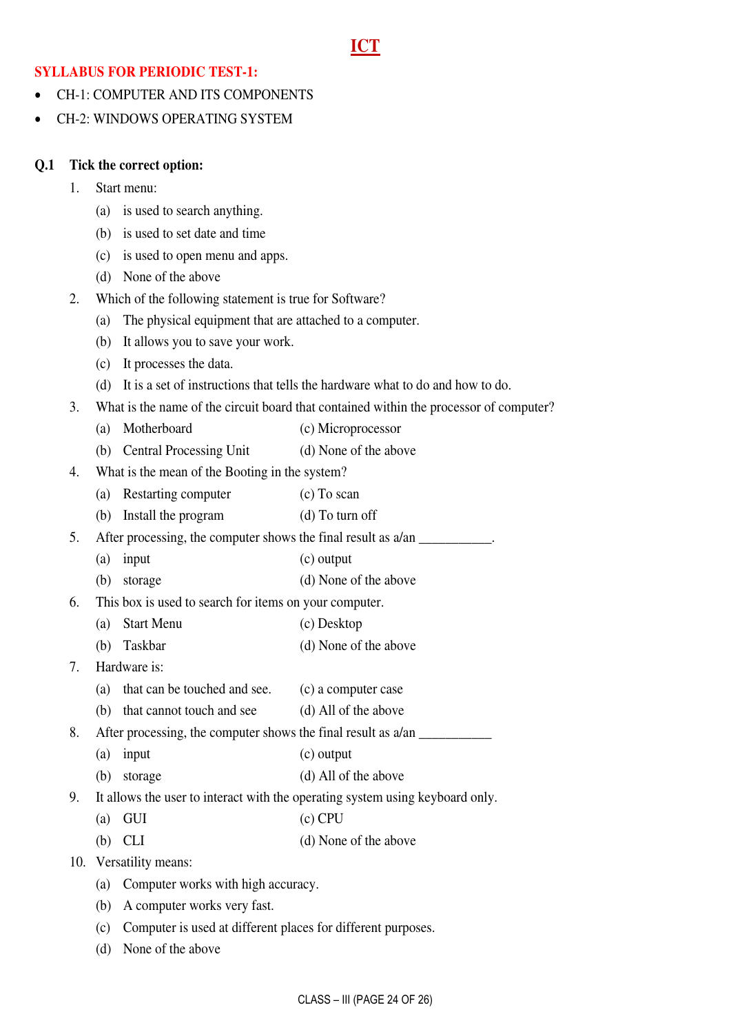# ICT

**SYLLABUS FOR PERIODIC TEST-1:**

- CH-1: COMPUTER AND ITS COMPONENTS
- CH-2: WINDOWS OPERATING SYSTEM

**Q.1 Tick the correct option:**

1. Start menu:
   (a) is used to search anything.
   (b) is used to set date and time
   (c) is used to open menu and apps.
   (d) None of the above
2. Which of the following statement is true for Software?
   (a) The physical equipment that are attached to a computer.
   (b) It allows you to save your work.
   (c) It processes the data.
   (d) It is a set of instructions that tells the hardware what to do and how to do.
3. What is the name of the circuit board that contained within the processor of computer?
   (a) Motherboard (c) Microprocessor
   (b) Central Processing Unit (d) None of the above
4. What is the mean of the Booting in the system?
   (a) Restarting computer (c) To scan
   (b) Install the program (d) To turn off
5. After processing, the computer shows the final result as a/an __________.
   (a) input (c) output
   (b) storage (d) None of the above
6. This box is used to search for items on your computer.
   (a) Start Menu (c) Desktop
   (b) Taskbar (d) None of the above
7. Hardware is:
   (a) that can be touched and see. (c) a computer case
   (b) that cannot touch and see (d) All of the above
8. After processing, the computer shows the final result as a/an __________
   (a) input (c) output
   (b) storage (d) All of the above
9. It allows the user to interact with the operating system using keyboard only.
   (a) GUI (c) CPU
   (b) CLI (d) None of the above
10. Versatility means:
    (a) Computer works with high accuracy.
    (b) A computer works very fast.
    (c) Computer is used at different places for different purposes.
    (d) None of the above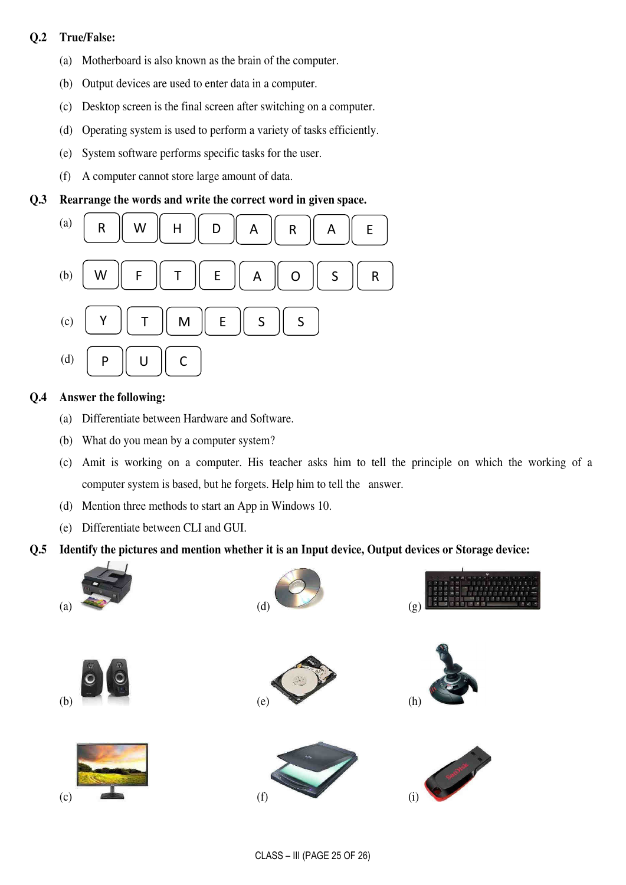**Q.2 True/False:**

(a) Motherboard is also known as the brain of the computer.

(b) Output devices are used to enter data in a computer.

(c) Desktop screen is the final screen after switching on a computer.

(d) Operating system is used to perform a variety of tasks efficiently.

(e) System software performs specific tasks for the user.

(f) A computer cannot store large amount of data.

**Q.3 Rearrange the words and write the correct word in given space.**

(a) | R | W | H | D | A | R | A | E |

(b) | W | F | T | E | A | O | S | R |

(c) | Y | T | M | E | S | S |

(d) | P | U | C |

**Q.4 Answer the following:**

(a) Differentiate between Hardware and Software.

(b) What do you mean by a computer system?

(c) Amit is working on a computer. His teacher asks him to tell the principle on which the working of a computer system is based, but he forgets. Help him to tell the answer.

(d) Mention three methods to start an App in Windows 10.

(e) Differentiate between CLI and GUI.

**Q.5 Identify the pictures and mention whether it is an Input device, Output devices or Storage device:**

(a) (d) (g)

(b) (e) (h)

(c) (f) (i)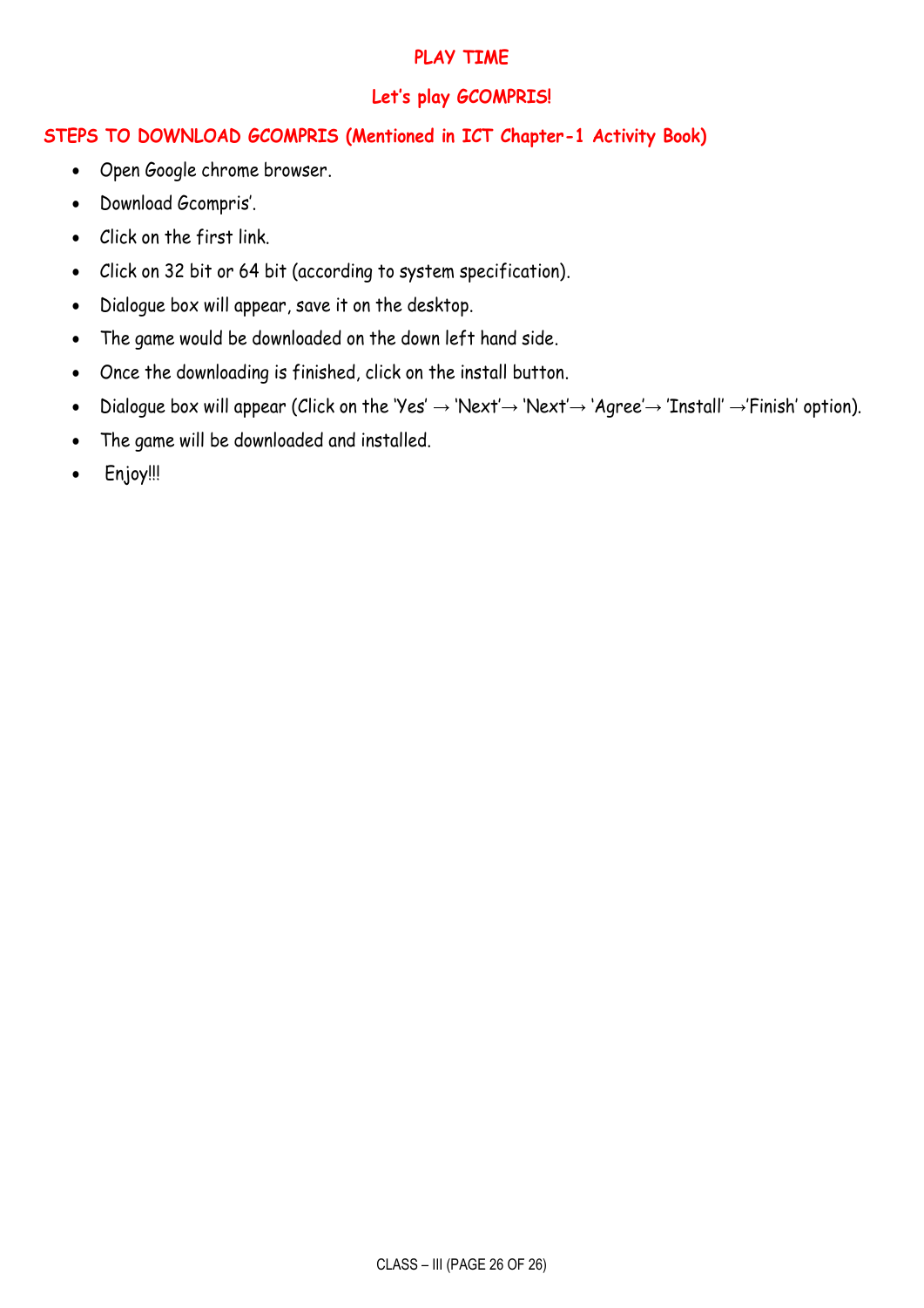# PLAY TIME

## Let's play GCOMPRIS!

### STEPS TO DOWNLOAD GCOMPRIS (Mentioned in ICT Chapter-1 Activity Book)

- Open Google chrome browser.
- Download Gcompris'.
- Click on the first link.
- Click on 32 bit or 64 bit (according to system specification).
- Dialogue box will appear, save it on the desktop.
- The game would be downloaded on the down left hand side.
- Once the downloading is finished, click on the install button.
- Dialogue box will appear (Click on the 'Yes' → 'Next'→ 'Next'→ 'Agree'→ 'Install' →'Finish' option).
- The game will be downloaded and installed.
- Enjoy!!!